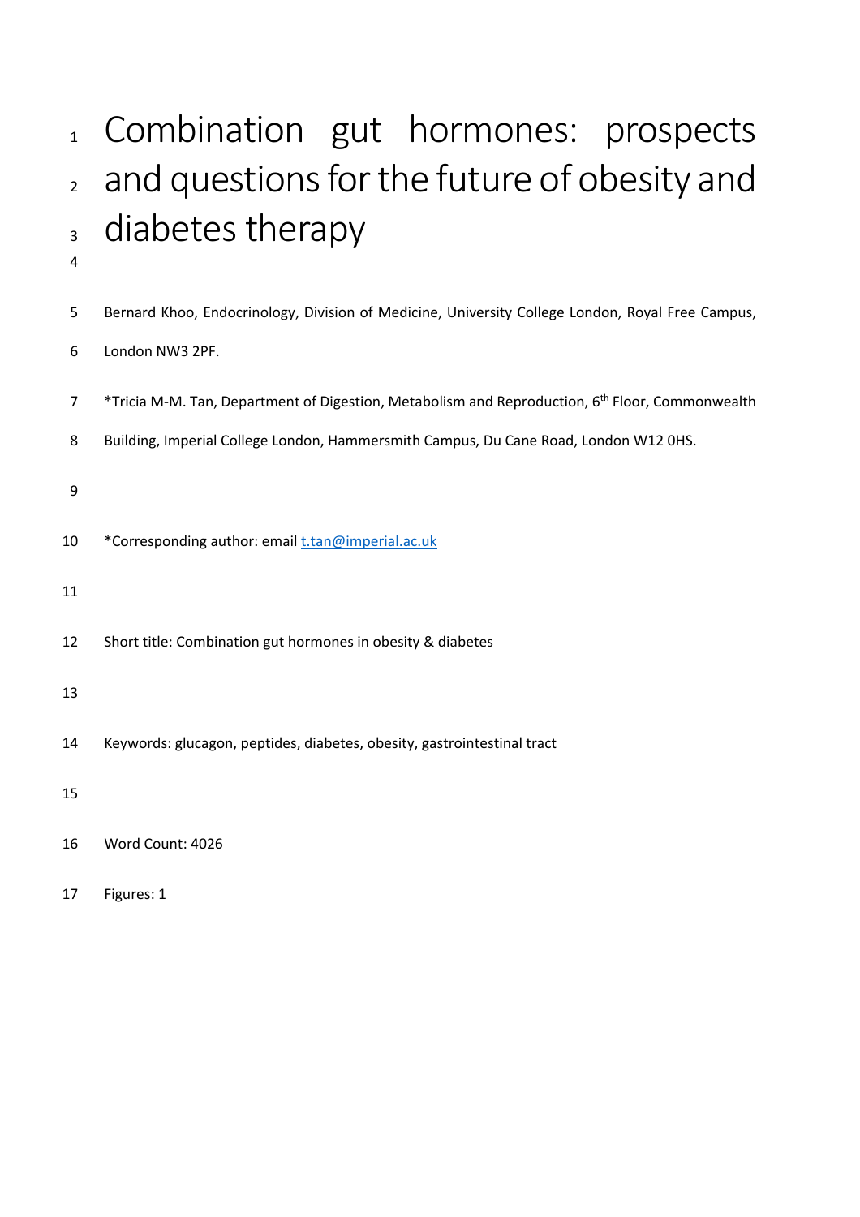# Combination gut hormones: prospects and questions for the future of obesity and diabetes therapy

Bernard Khoo, Endocrinology, Division of Medicine, University College London, Royal Free Campus, London NW3 2PF.

*Tricia M-M. Tan, Department of Digestion, Metabolism and Reproduction, 6th Floor, Commonwealth Building, Imperial College London, Hammersmith Campus, Du Cane Road, London W12 0HS.

*Corresponding author: email t.tan@imperial.ac.uk

Short title: Combination gut hormones in obesity & diabetes

Keywords: glucagon, peptides, diabetes, obesity, gastrointestinal tract

Word Count: 4026

Figures: 1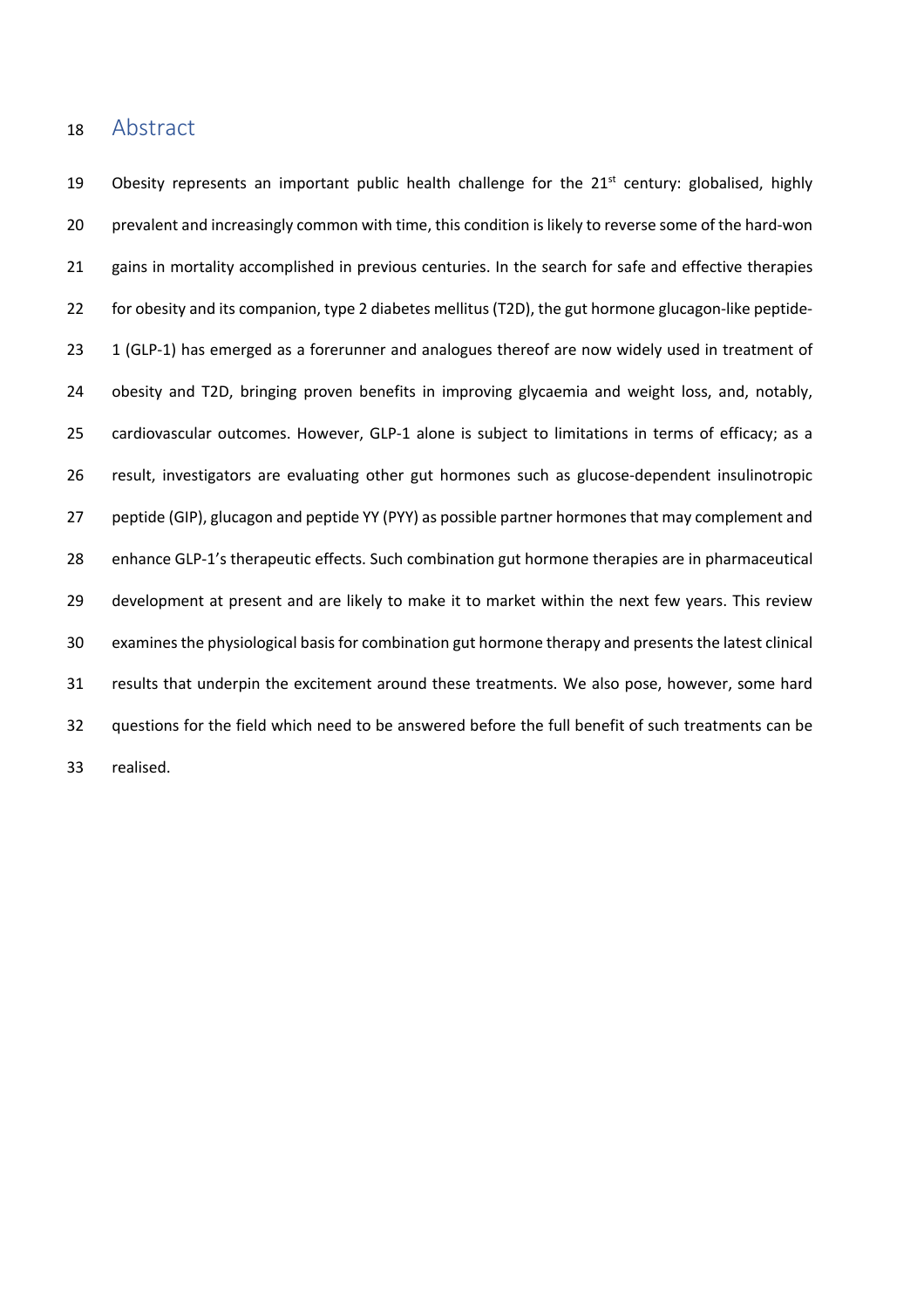## Abstract

Obesity represents an important public health challenge for the 21st century: globalised, highly prevalent and increasingly common with time, this condition is likely to reverse some of the hard-won gains in mortality accomplished in previous centuries. In the search for safe and effective therapies for obesity and its companion, type 2 diabetes mellitus (T2D), the gut hormone glucagon-like peptide-1 (GLP-1) has emerged as a forerunner and analogues thereof are now widely used in treatment of obesity and T2D, bringing proven benefits in improving glycaemia and weight loss, and, notably, cardiovascular outcomes. However, GLP-1 alone is subject to limitations in terms of efficacy; as a result, investigators are evaluating other gut hormones such as glucose-dependent insulinotropic peptide (GIP), glucagon and peptide YY (PYY) as possible partner hormones that may complement and enhance GLP-1's therapeutic effects. Such combination gut hormone therapies are in pharmaceutical development at present and are likely to make it to market within the next few years. This review examines the physiological basis for combination gut hormone therapy and presents the latest clinical results that underpin the excitement around these treatments. We also pose, however, some hard questions for the field which need to be answered before the full benefit of such treatments can be realised.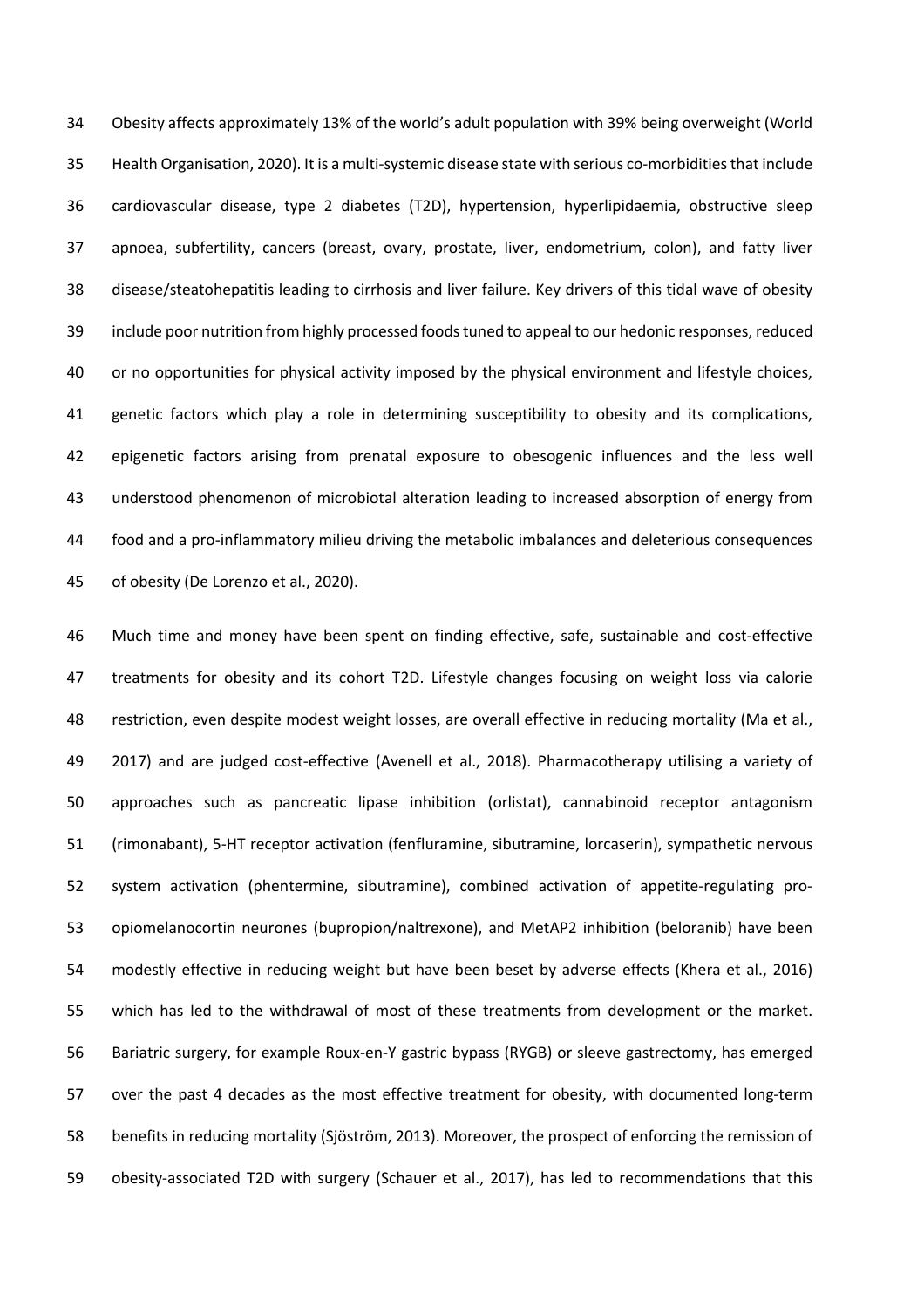Obesity affects approximately 13% of the world's adult population with 39% being overweight (World Health Organisation, 2020). It is a multi-systemic disease state with serious co-morbidities that include cardiovascular disease, type 2 diabetes (T2D), hypertension, hyperlipidaemia, obstructive sleep apnoea, subfertility, cancers (breast, ovary, prostate, liver, endometrium, colon), and fatty liver disease/steatohepatitis leading to cirrhosis and liver failure. Key drivers of this tidal wave of obesity include poor nutrition from highly processed foods tuned to appeal to our hedonic responses, reduced or no opportunities for physical activity imposed by the physical environment and lifestyle choices, genetic factors which play a role in determining susceptibility to obesity and its complications, epigenetic factors arising from prenatal exposure to obesogenic influences and the less well understood phenomenon of microbiotal alteration leading to increased absorption of energy from food and a pro-inflammatory milieu driving the metabolic imbalances and deleterious consequences of obesity (De Lorenzo et al., 2020).

Much time and money have been spent on finding effective, safe, sustainable and cost-effective treatments for obesity and its cohort T2D. Lifestyle changes focusing on weight loss via calorie restriction, even despite modest weight losses, are overall effective in reducing mortality (Ma et al., 2017) and are judged cost-effective (Avenell et al., 2018). Pharmacotherapy utilising a variety of approaches such as pancreatic lipase inhibition (orlistat), cannabinoid receptor antagonism (rimonabant), 5-HT receptor activation (fenfluramine, sibutramine, lorcaserin), sympathetic nervous system activation (phentermine, sibutramine), combined activation of appetite-regulating pro-opiomelanocortin neurones (bupropion/naltrexone), and MetAP2 inhibition (beloranib) have been modestly effective in reducing weight but have been beset by adverse effects (Khera et al., 2016) which has led to the withdrawal of most of these treatments from development or the market. Bariatric surgery, for example Roux-en-Y gastric bypass (RYGB) or sleeve gastrectomy, has emerged over the past 4 decades as the most effective treatment for obesity, with documented long-term benefits in reducing mortality (Sjöström, 2013). Moreover, the prospect of enforcing the remission of obesity-associated T2D with surgery (Schauer et al., 2017), has led to recommendations that this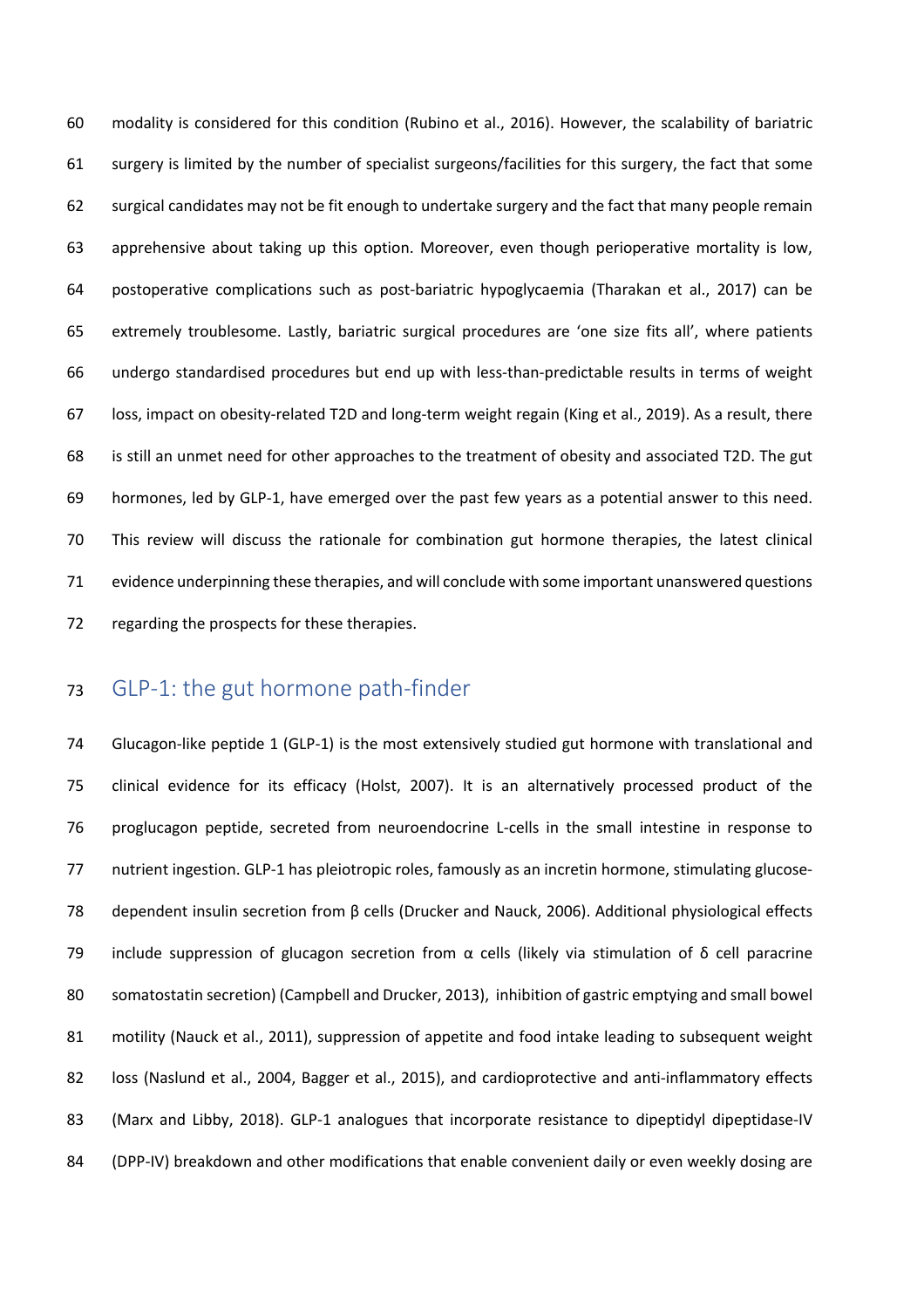modality is considered for this condition (Rubino et al., 2016). However, the scalability of bariatric surgery is limited by the number of specialist surgeons/facilities for this surgery, the fact that some surgical candidates may not be fit enough to undertake surgery and the fact that many people remain apprehensive about taking up this option. Moreover, even though perioperative mortality is low, postoperative complications such as post-bariatric hypoglycaemia (Tharakan et al., 2017) can be extremely troublesome. Lastly, bariatric surgical procedures are 'one size fits all', where patients undergo standardised procedures but end up with less-than-predictable results in terms of weight loss, impact on obesity-related T2D and long-term weight regain (King et al., 2019). As a result, there is still an unmet need for other approaches to the treatment of obesity and associated T2D. The gut hormones, led by GLP-1, have emerged over the past few years as a potential answer to this need. This review will discuss the rationale for combination gut hormone therapies, the latest clinical evidence underpinning these therapies, and will conclude with some important unanswered questions regarding the prospects for these therapies.

## GLP-1: the gut hormone path-finder

Glucagon-like peptide 1 (GLP-1) is the most extensively studied gut hormone with translational and clinical evidence for its efficacy (Holst, 2007). It is an alternatively processed product of the proglucagon peptide, secreted from neuroendocrine L-cells in the small intestine in response to nutrient ingestion. GLP-1 has pleiotropic roles, famously as an incretin hormone, stimulating glucose-dependent insulin secretion from β cells (Drucker and Nauck, 2006). Additional physiological effects include suppression of glucagon secretion from α cells (likely via stimulation of δ cell paracrine somatostatin secretion) (Campbell and Drucker, 2013), inhibition of gastric emptying and small bowel motility (Nauck et al., 2011), suppression of appetite and food intake leading to subsequent weight loss (Naslund et al., 2004, Bagger et al., 2015), and cardioprotective and anti-inflammatory effects (Marx and Libby, 2018). GLP-1 analogues that incorporate resistance to dipeptidyl dipeptidase-IV (DPP-IV) breakdown and other modifications that enable convenient daily or even weekly dosing are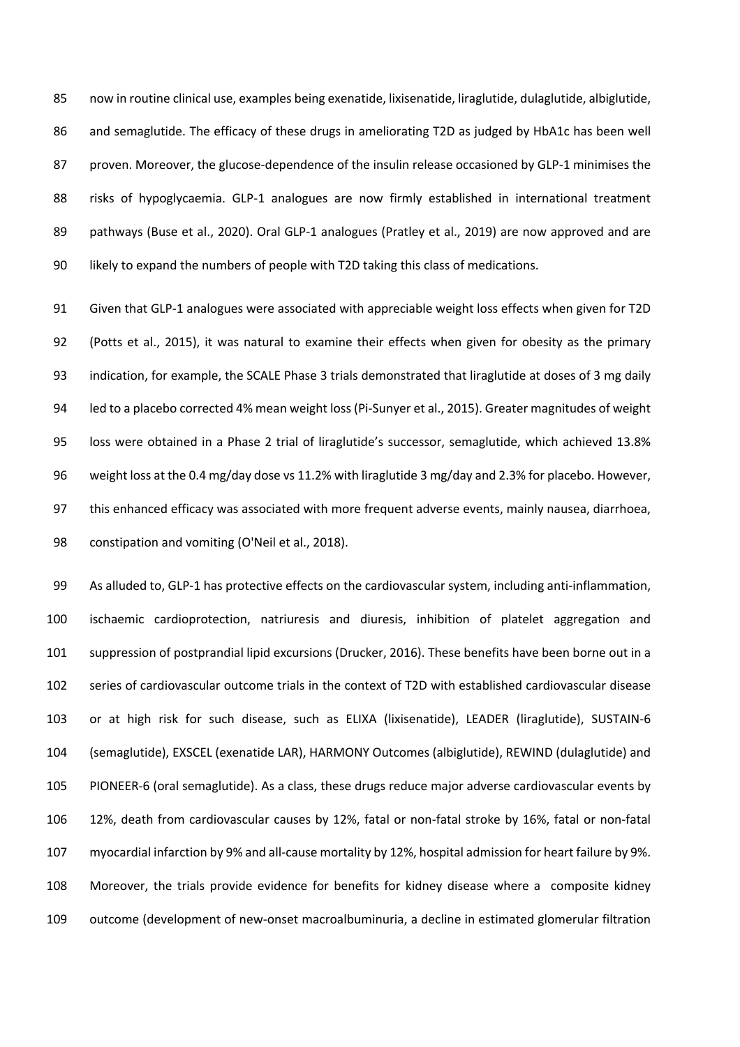now in routine clinical use, examples being exenatide, lixisenatide, liraglutide, dulaglutide, albiglutide, and semaglutide. The efficacy of these drugs in ameliorating T2D as judged by HbA1c has been well proven. Moreover, the glucose-dependence of the insulin release occasioned by GLP-1 minimises the risks of hypoglycaemia. GLP-1 analogues are now firmly established in international treatment pathways (Buse et al., 2020). Oral GLP-1 analogues (Pratley et al., 2019) are now approved and are likely to expand the numbers of people with T2D taking this class of medications.

Given that GLP-1 analogues were associated with appreciable weight loss effects when given for T2D (Potts et al., 2015), it was natural to examine their effects when given for obesity as the primary indication, for example, the SCALE Phase 3 trials demonstrated that liraglutide at doses of 3 mg daily led to a placebo corrected 4% mean weight loss (Pi-Sunyer et al., 2015). Greater magnitudes of weight loss were obtained in a Phase 2 trial of liraglutide's successor, semaglutide, which achieved 13.8% weight loss at the 0.4 mg/day dose vs 11.2% with liraglutide 3 mg/day and 2.3% for placebo. However, this enhanced efficacy was associated with more frequent adverse events, mainly nausea, diarrhoea, constipation and vomiting (O'Neil et al., 2018).

As alluded to, GLP-1 has protective effects on the cardiovascular system, including anti-inflammation, ischaemic cardioprotection, natriuresis and diuresis, inhibition of platelet aggregation and suppression of postprandial lipid excursions (Drucker, 2016). These benefits have been borne out in a series of cardiovascular outcome trials in the context of T2D with established cardiovascular disease or at high risk for such disease, such as ELIXA (lixisenatide), LEADER (liraglutide), SUSTAIN-6 (semaglutide), EXSCEL (exenatide LAR), HARMONY Outcomes (albiglutide), REWIND (dulaglutide) and PIONEER-6 (oral semaglutide). As a class, these drugs reduce major adverse cardiovascular events by 12%, death from cardiovascular causes by 12%, fatal or non-fatal stroke by 16%, fatal or non-fatal myocardial infarction by 9% and all-cause mortality by 12%, hospital admission for heart failure by 9%. Moreover, the trials provide evidence for benefits for kidney disease where a composite kidney outcome (development of new-onset macroalbuminuria, a decline in estimated glomerular filtration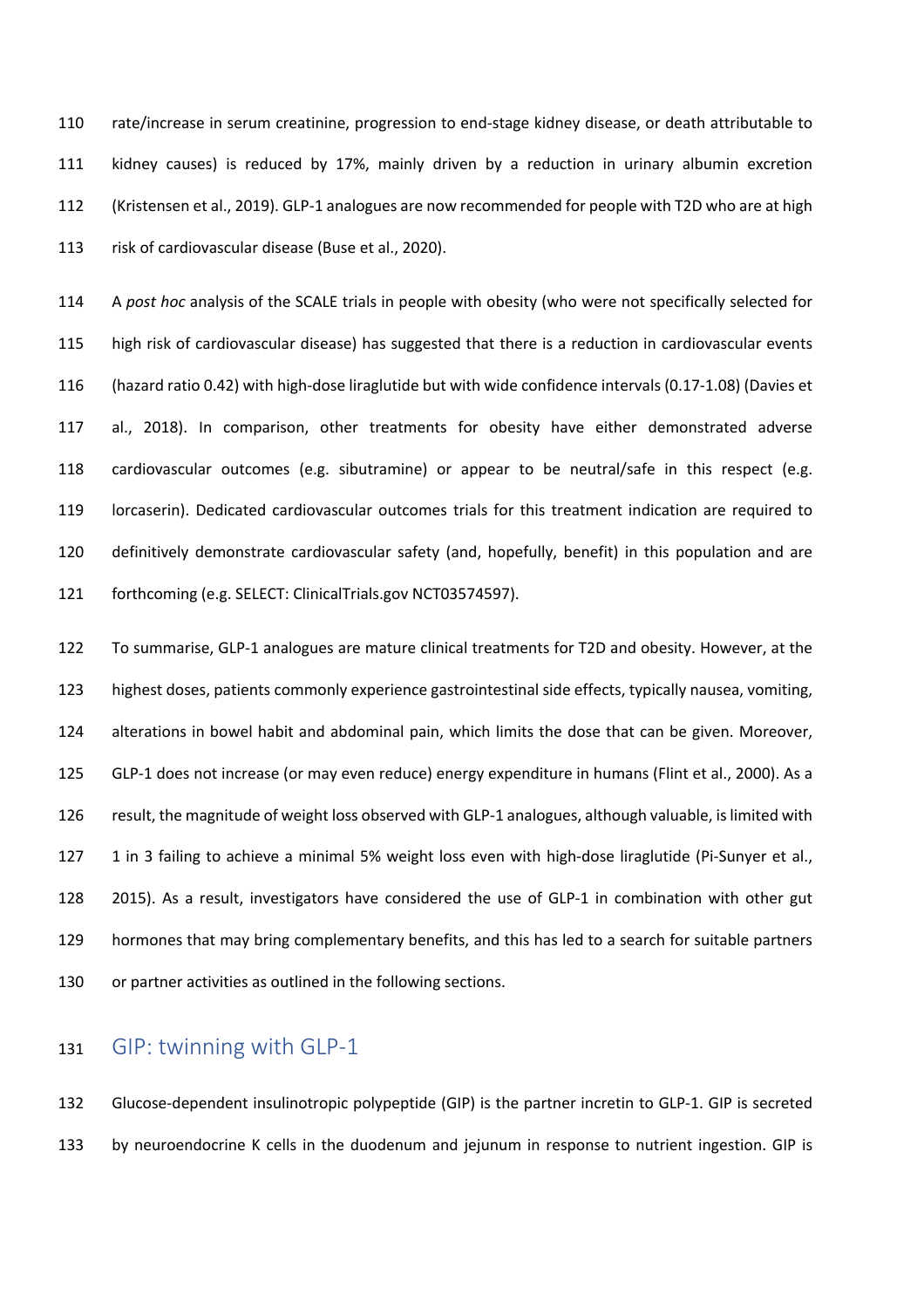rate/increase in serum creatinine, progression to end-stage kidney disease, or death attributable to kidney causes) is reduced by 17%, mainly driven by a reduction in urinary albumin excretion (Kristensen et al., 2019). GLP-1 analogues are now recommended for people with T2D who are at high risk of cardiovascular disease (Buse et al., 2020).

A *post hoc* analysis of the SCALE trials in people with obesity (who were not specifically selected for high risk of cardiovascular disease) has suggested that there is a reduction in cardiovascular events (hazard ratio 0.42) with high-dose liraglutide but with wide confidence intervals (0.17-1.08) (Davies et al., 2018). In comparison, other treatments for obesity have either demonstrated adverse cardiovascular outcomes (e.g. sibutramine) or appear to be neutral/safe in this respect (e.g. lorcaserin). Dedicated cardiovascular outcomes trials for this treatment indication are required to definitively demonstrate cardiovascular safety (and, hopefully, benefit) in this population and are forthcoming (e.g. SELECT: ClinicalTrials.gov NCT03574597).

To summarise, GLP-1 analogues are mature clinical treatments for T2D and obesity. However, at the highest doses, patients commonly experience gastrointestinal side effects, typically nausea, vomiting, alterations in bowel habit and abdominal pain, which limits the dose that can be given. Moreover, GLP-1 does not increase (or may even reduce) energy expenditure in humans (Flint et al., 2000). As a result, the magnitude of weight loss observed with GLP-1 analogues, although valuable, is limited with 1 in 3 failing to achieve a minimal 5% weight loss even with high-dose liraglutide (Pi-Sunyer et al., 2015). As a result, investigators have considered the use of GLP-1 in combination with other gut hormones that may bring complementary benefits, and this has led to a search for suitable partners or partner activities as outlined in the following sections.

## GIP: twinning with GLP-1

Glucose-dependent insulinotropic polypeptide (GIP) is the partner incretin to GLP-1. GIP is secreted by neuroendocrine K cells in the duodenum and jejunum in response to nutrient ingestion. GIP is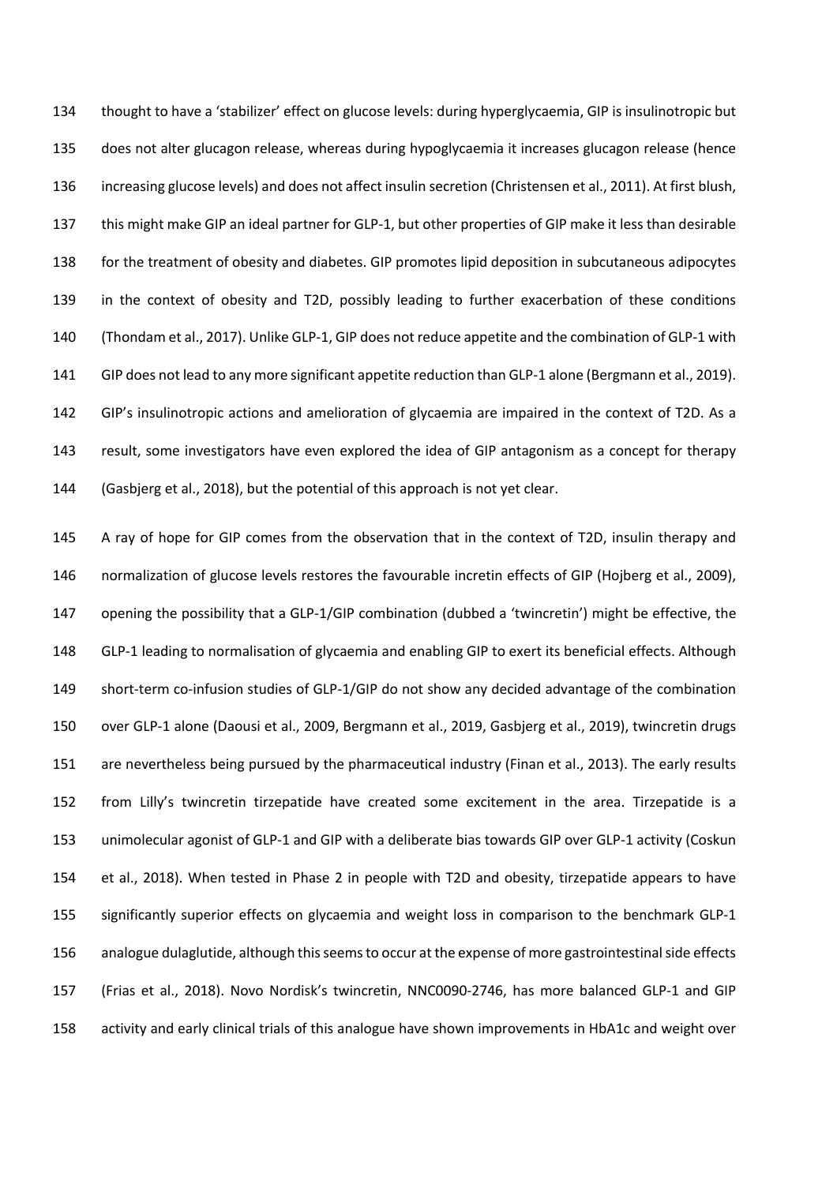thought to have a 'stabilizer' effect on glucose levels: during hyperglycaemia, GIP is insulinotropic but does not alter glucagon release, whereas during hypoglycaemia it increases glucagon release (hence increasing glucose levels) and does not affect insulin secretion (Christensen et al., 2011). At first blush, this might make GIP an ideal partner for GLP-1, but other properties of GIP make it less than desirable for the treatment of obesity and diabetes. GIP promotes lipid deposition in subcutaneous adipocytes in the context of obesity and T2D, possibly leading to further exacerbation of these conditions (Thondam et al., 2017). Unlike GLP-1, GIP does not reduce appetite and the combination of GLP-1 with GIP does not lead to any more significant appetite reduction than GLP-1 alone (Bergmann et al., 2019). GIP's insulinotropic actions and amelioration of glycaemia are impaired in the context of T2D. As a result, some investigators have even explored the idea of GIP antagonism as a concept for therapy (Gasbjerg et al., 2018), but the potential of this approach is not yet clear.

A ray of hope for GIP comes from the observation that in the context of T2D, insulin therapy and normalization of glucose levels restores the favourable incretin effects of GIP (Hojberg et al., 2009), opening the possibility that a GLP-1/GIP combination (dubbed a 'twincretin') might be effective, the GLP-1 leading to normalisation of glycaemia and enabling GIP to exert its beneficial effects. Although short-term co-infusion studies of GLP-1/GIP do not show any decided advantage of the combination over GLP-1 alone (Daousi et al., 2009, Bergmann et al., 2019, Gasbjerg et al., 2019), twincretin drugs are nevertheless being pursued by the pharmaceutical industry (Finan et al., 2013). The early results from Lilly's twincretin tirzepatide have created some excitement in the area. Tirzepatide is a unimolecular agonist of GLP-1 and GIP with a deliberate bias towards GIP over GLP-1 activity (Coskun et al., 2018). When tested in Phase 2 in people with T2D and obesity, tirzepatide appears to have significantly superior effects on glycaemia and weight loss in comparison to the benchmark GLP-1 analogue dulaglutide, although this seems to occur at the expense of more gastrointestinal side effects (Frias et al., 2018). Novo Nordisk's twincretin, NNC0090-2746, has more balanced GLP-1 and GIP activity and early clinical trials of this analogue have shown improvements in HbA1c and weight over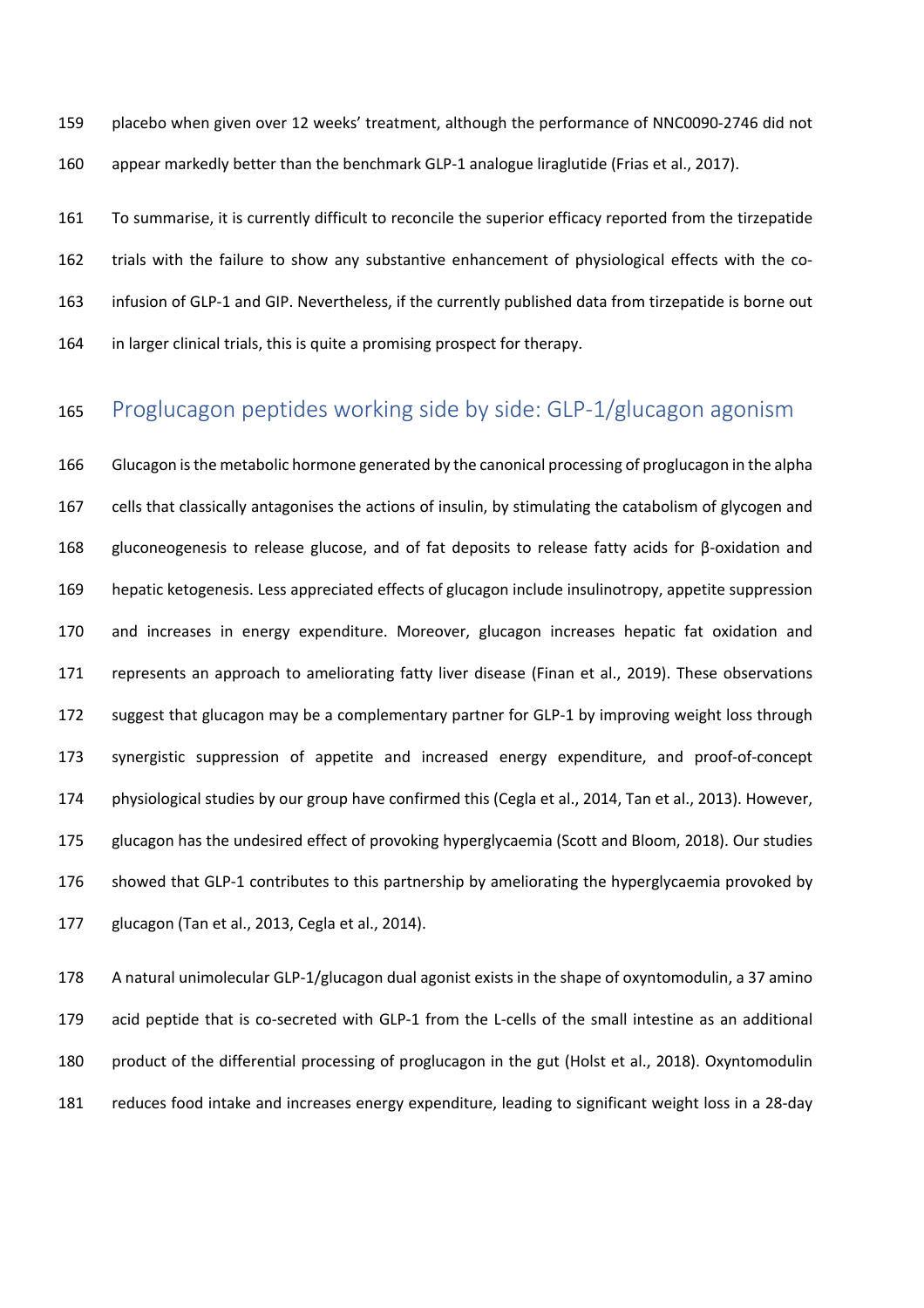placebo when given over 12 weeks' treatment, although the performance of NNC0090-2746 did not appear markedly better than the benchmark GLP-1 analogue liraglutide (Frias et al., 2017).

To summarise, it is currently difficult to reconcile the superior efficacy reported from the tirzepatide trials with the failure to show any substantive enhancement of physiological effects with the co-infusion of GLP-1 and GIP. Nevertheless, if the currently published data from tirzepatide is borne out in larger clinical trials, this is quite a promising prospect for therapy.

## Proglucagon peptides working side by side: GLP-1/glucagon agonism

Glucagon is the metabolic hormone generated by the canonical processing of proglucagon in the alpha cells that classically antagonises the actions of insulin, by stimulating the catabolism of glycogen and gluconeogenesis to release glucose, and of fat deposits to release fatty acids for β-oxidation and hepatic ketogenesis. Less appreciated effects of glucagon include insulinotropy, appetite suppression and increases in energy expenditure. Moreover, glucagon increases hepatic fat oxidation and represents an approach to ameliorating fatty liver disease (Finan et al., 2019). These observations suggest that glucagon may be a complementary partner for GLP-1 by improving weight loss through synergistic suppression of appetite and increased energy expenditure, and proof-of-concept physiological studies by our group have confirmed this (Cegla et al., 2014, Tan et al., 2013). However, glucagon has the undesired effect of provoking hyperglycaemia (Scott and Bloom, 2018). Our studies showed that GLP-1 contributes to this partnership by ameliorating the hyperglycaemia provoked by glucagon (Tan et al., 2013, Cegla et al., 2014).

A natural unimolecular GLP-1/glucagon dual agonist exists in the shape of oxyntomodulin, a 37 amino acid peptide that is co-secreted with GLP-1 from the L-cells of the small intestine as an additional product of the differential processing of proglucagon in the gut (Holst et al., 2018). Oxyntomodulin reduces food intake and increases energy expenditure, leading to significant weight loss in a 28-day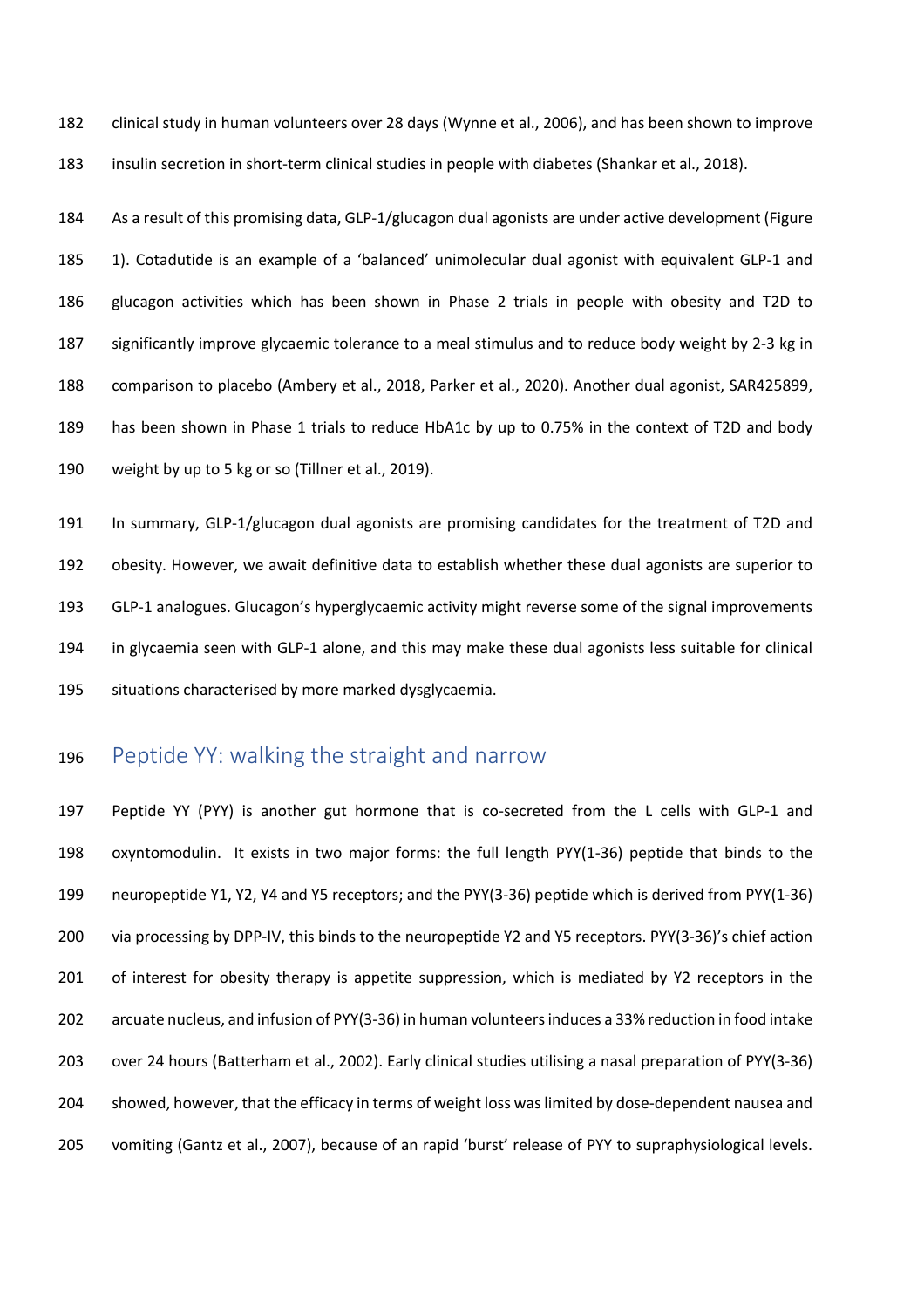clinical study in human volunteers over 28 days (Wynne et al., 2006), and has been shown to improve insulin secretion in short-term clinical studies in people with diabetes (Shankar et al., 2018).

As a result of this promising data, GLP-1/glucagon dual agonists are under active development (Figure 1). Cotadutide is an example of a 'balanced' unimolecular dual agonist with equivalent GLP-1 and glucagon activities which has been shown in Phase 2 trials in people with obesity and T2D to significantly improve glycaemic tolerance to a meal stimulus and to reduce body weight by 2-3 kg in comparison to placebo (Ambery et al., 2018, Parker et al., 2020). Another dual agonist, SAR425899, has been shown in Phase 1 trials to reduce HbA1c by up to 0.75% in the context of T2D and body weight by up to 5 kg or so (Tillner et al., 2019).

In summary, GLP-1/glucagon dual agonists are promising candidates for the treatment of T2D and obesity. However, we await definitive data to establish whether these dual agonists are superior to GLP-1 analogues. Glucagon's hyperglycaemic activity might reverse some of the signal improvements in glycaemia seen with GLP-1 alone, and this may make these dual agonists less suitable for clinical situations characterised by more marked dysglycaemia.

## Peptide YY: walking the straight and narrow

Peptide YY (PYY) is another gut hormone that is co-secreted from the L cells with GLP-1 and oxyntomodulin. It exists in two major forms: the full length PYY(1-36) peptide that binds to the neuropeptide Y1, Y2, Y4 and Y5 receptors; and the PYY(3-36) peptide which is derived from PYY(1-36) via processing by DPP-IV, this binds to the neuropeptide Y2 and Y5 receptors. PYY(3-36)'s chief action of interest for obesity therapy is appetite suppression, which is mediated by Y2 receptors in the arcuate nucleus, and infusion of PYY(3-36) in human volunteers induces a 33% reduction in food intake over 24 hours (Batterham et al., 2002). Early clinical studies utilising a nasal preparation of PYY(3-36) showed, however, that the efficacy in terms of weight loss was limited by dose-dependent nausea and vomiting (Gantz et al., 2007), because of an rapid 'burst' release of PYY to supraphysiological levels.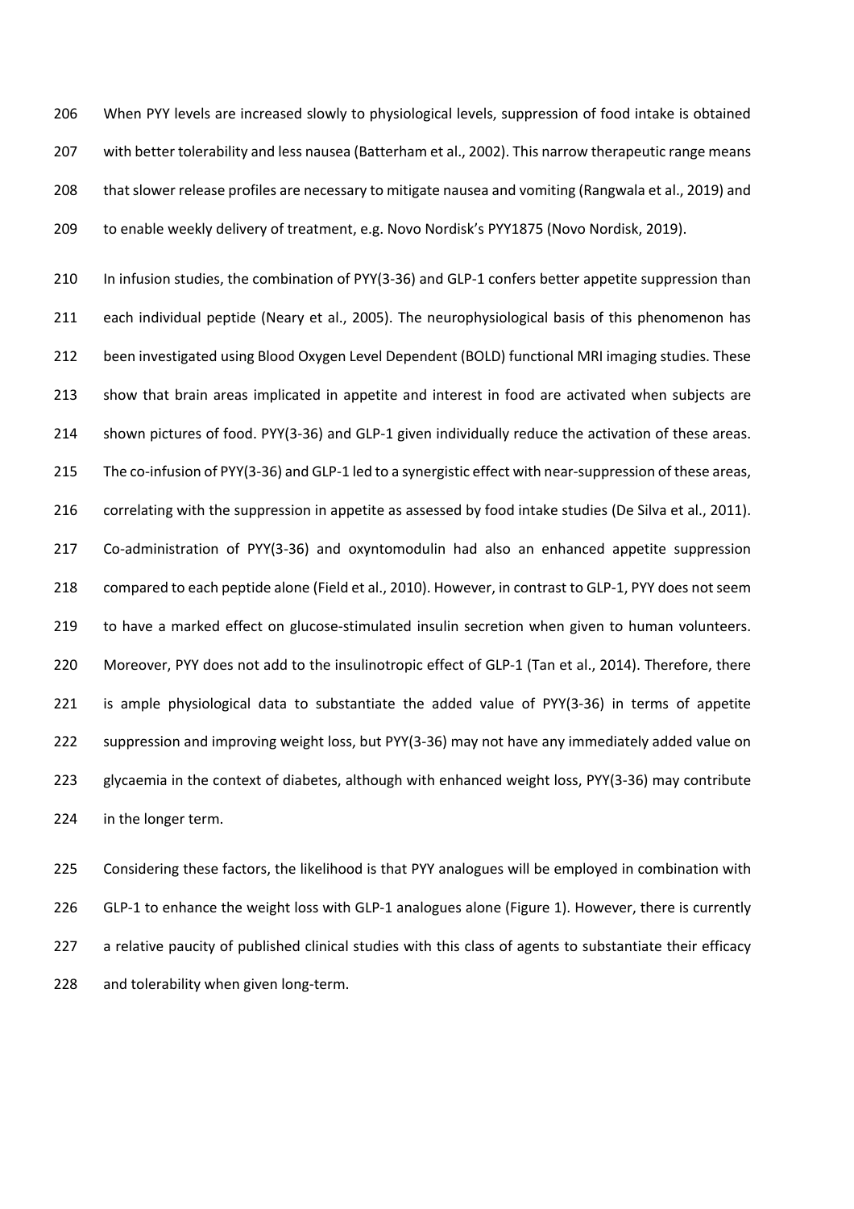When PYY levels are increased slowly to physiological levels, suppression of food intake is obtained with better tolerability and less nausea (Batterham et al., 2002). This narrow therapeutic range means that slower release profiles are necessary to mitigate nausea and vomiting (Rangwala et al., 2019) and to enable weekly delivery of treatment, e.g. Novo Nordisk's PYY1875 (Novo Nordisk, 2019).

In infusion studies, the combination of PYY(3-36) and GLP-1 confers better appetite suppression than each individual peptide (Neary et al., 2005). The neurophysiological basis of this phenomenon has been investigated using Blood Oxygen Level Dependent (BOLD) functional MRI imaging studies. These show that brain areas implicated in appetite and interest in food are activated when subjects are shown pictures of food. PYY(3-36) and GLP-1 given individually reduce the activation of these areas. The co-infusion of PYY(3-36) and GLP-1 led to a synergistic effect with near-suppression of these areas, correlating with the suppression in appetite as assessed by food intake studies (De Silva et al., 2011). Co-administration of PYY(3-36) and oxyntomodulin had also an enhanced appetite suppression compared to each peptide alone (Field et al., 2010). However, in contrast to GLP-1, PYY does not seem to have a marked effect on glucose-stimulated insulin secretion when given to human volunteers. Moreover, PYY does not add to the insulinotropic effect of GLP-1 (Tan et al., 2014). Therefore, there is ample physiological data to substantiate the added value of PYY(3-36) in terms of appetite suppression and improving weight loss, but PYY(3-36) may not have any immediately added value on glycaemia in the context of diabetes, although with enhanced weight loss, PYY(3-36) may contribute in the longer term.

Considering these factors, the likelihood is that PYY analogues will be employed in combination with GLP-1 to enhance the weight loss with GLP-1 analogues alone (Figure 1). However, there is currently a relative paucity of published clinical studies with this class of agents to substantiate their efficacy and tolerability when given long-term.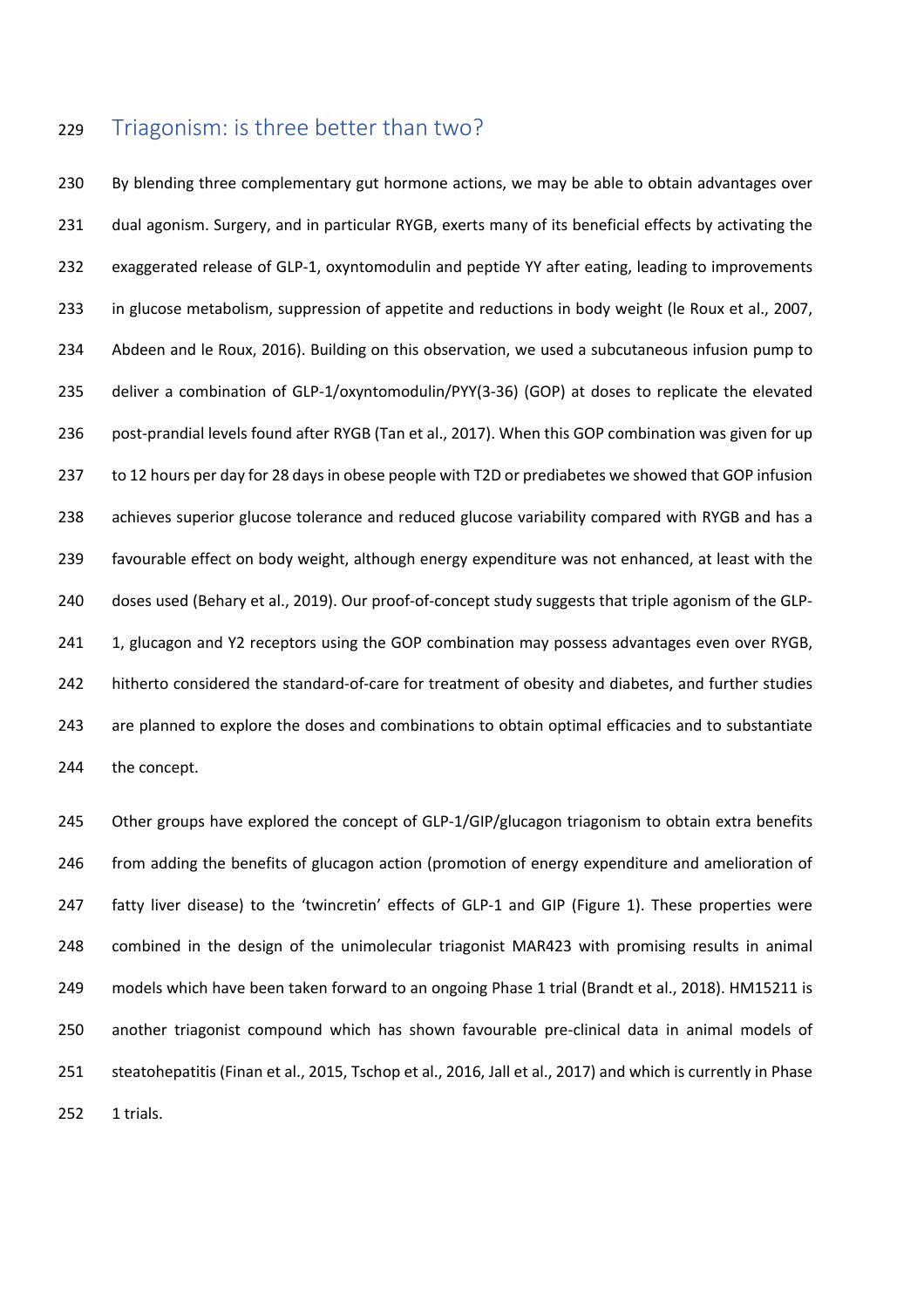## Triagonism: is three better than two?

By blending three complementary gut hormone actions, we may be able to obtain advantages over dual agonism. Surgery, and in particular RYGB, exerts many of its beneficial effects by activating the exaggerated release of GLP-1, oxyntomodulin and peptide YY after eating, leading to improvements in glucose metabolism, suppression of appetite and reductions in body weight (le Roux et al., 2007, Abdeen and le Roux, 2016). Building on this observation, we used a subcutaneous infusion pump to deliver a combination of GLP-1/oxyntomodulin/PYY(3-36) (GOP) at doses to replicate the elevated post-prandial levels found after RYGB (Tan et al., 2017). When this GOP combination was given for up to 12 hours per day for 28 days in obese people with T2D or prediabetes we showed that GOP infusion achieves superior glucose tolerance and reduced glucose variability compared with RYGB and has a favourable effect on body weight, although energy expenditure was not enhanced, at least with the doses used (Behary et al., 2019). Our proof-of-concept study suggests that triple agonism of the GLP-1, glucagon and Y2 receptors using the GOP combination may possess advantages even over RYGB, hitherto considered the standard-of-care for treatment of obesity and diabetes, and further studies are planned to explore the doses and combinations to obtain optimal efficacies and to substantiate the concept.

Other groups have explored the concept of GLP-1/GIP/glucagon triagonism to obtain extra benefits from adding the benefits of glucagon action (promotion of energy expenditure and amelioration of fatty liver disease) to the 'twincretin' effects of GLP-1 and GIP (Figure 1). These properties were combined in the design of the unimolecular triagonist MAR423 with promising results in animal models which have been taken forward to an ongoing Phase 1 trial (Brandt et al., 2018). HM15211 is another triagonist compound which has shown favourable pre-clinical data in animal models of steatohepatitis (Finan et al., 2015, Tschop et al., 2016, Jall et al., 2017) and which is currently in Phase 1 trials.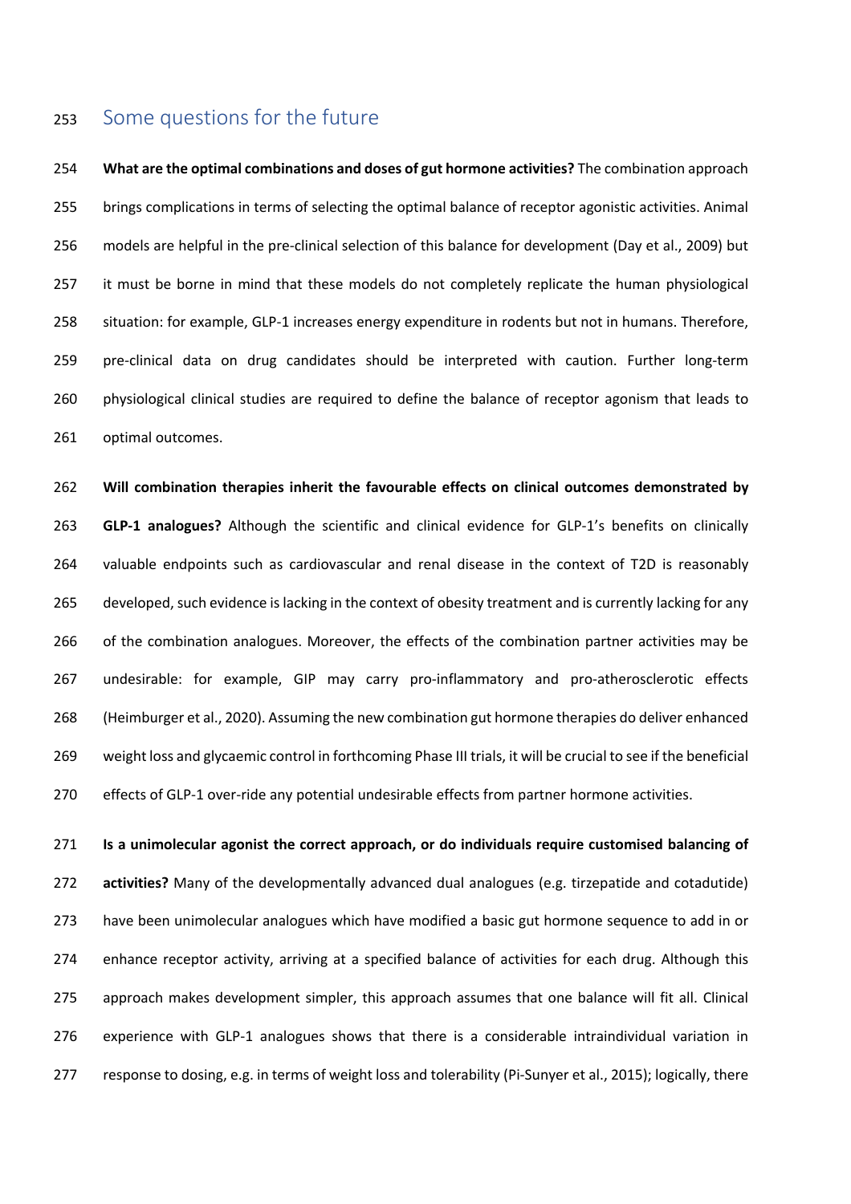## Some questions for the future

**What are the optimal combinations and doses of gut hormone activities?** The combination approach brings complications in terms of selecting the optimal balance of receptor agonistic activities. Animal models are helpful in the pre-clinical selection of this balance for development (Day et al., 2009) but it must be borne in mind that these models do not completely replicate the human physiological situation: for example, GLP-1 increases energy expenditure in rodents but not in humans. Therefore, pre-clinical data on drug candidates should be interpreted with caution. Further long-term physiological clinical studies are required to define the balance of receptor agonism that leads to optimal outcomes.

**Will combination therapies inherit the favourable effects on clinical outcomes demonstrated by GLP-1 analogues?** Although the scientific and clinical evidence for GLP-1's benefits on clinically valuable endpoints such as cardiovascular and renal disease in the context of T2D is reasonably developed, such evidence is lacking in the context of obesity treatment and is currently lacking for any of the combination analogues. Moreover, the effects of the combination partner activities may be undesirable: for example, GIP may carry pro-inflammatory and pro-atherosclerotic effects (Heimburger et al., 2020). Assuming the new combination gut hormone therapies do deliver enhanced weight loss and glycaemic control in forthcoming Phase III trials, it will be crucial to see if the beneficial effects of GLP-1 over-ride any potential undesirable effects from partner hormone activities.

**Is a unimolecular agonist the correct approach, or do individuals require customised balancing of activities?** Many of the developmentally advanced dual analogues (e.g. tirzepatide and cotadutide) have been unimolecular analogues which have modified a basic gut hormone sequence to add in or enhance receptor activity, arriving at a specified balance of activities for each drug. Although this approach makes development simpler, this approach assumes that one balance will fit all. Clinical experience with GLP-1 analogues shows that there is a considerable intraindividual variation in response to dosing, e.g. in terms of weight loss and tolerability (Pi-Sunyer et al., 2015); logically, there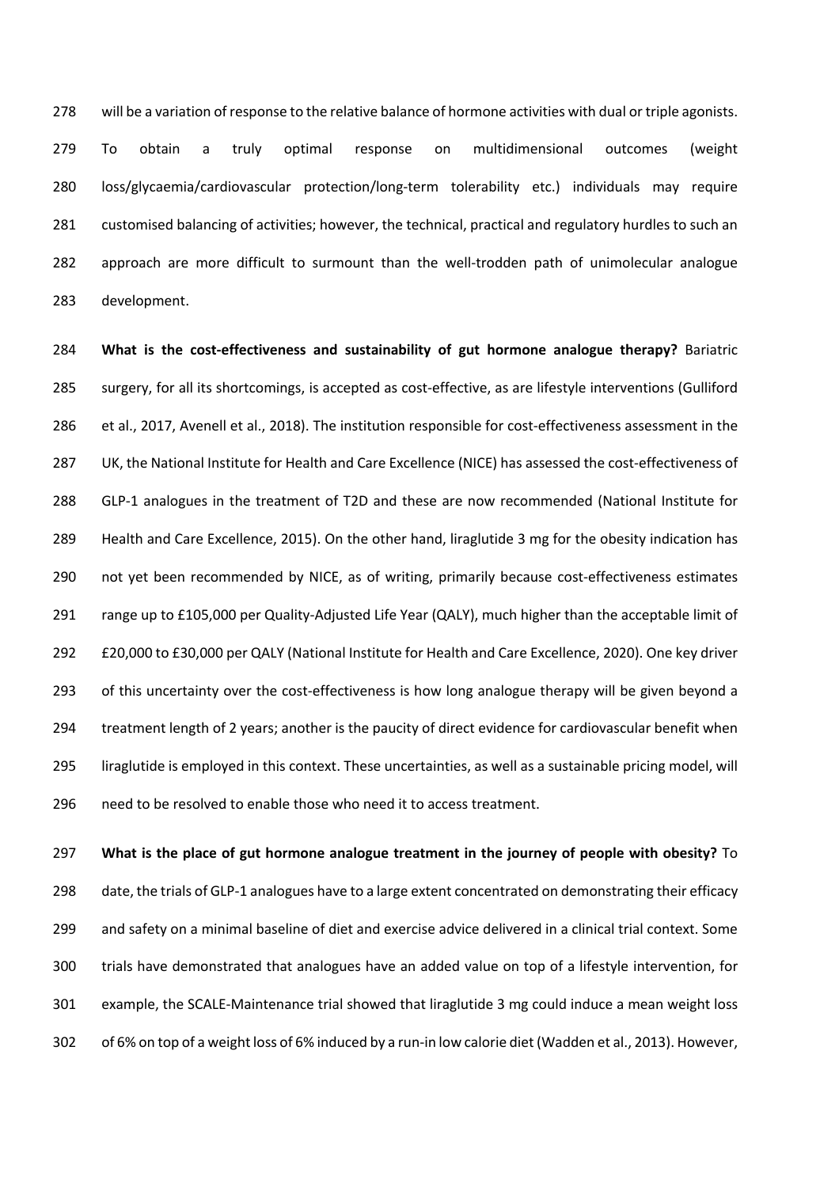will be a variation of response to the relative balance of hormone activities with dual or triple agonists. To obtain a truly optimal response on multidimensional outcomes (weight loss/glycaemia/cardiovascular protection/long-term tolerability etc.) individuals may require customised balancing of activities; however, the technical, practical and regulatory hurdles to such an approach are more difficult to surmount than the well-trodden path of unimolecular analogue development.

**What is the cost-effectiveness and sustainability of gut hormone analogue therapy?** Bariatric surgery, for all its shortcomings, is accepted as cost-effective, as are lifestyle interventions (Gulliford et al., 2017, Avenell et al., 2018). The institution responsible for cost-effectiveness assessment in the UK, the National Institute for Health and Care Excellence (NICE) has assessed the cost-effectiveness of GLP-1 analogues in the treatment of T2D and these are now recommended (National Institute for Health and Care Excellence, 2015). On the other hand, liraglutide 3 mg for the obesity indication has not yet been recommended by NICE, as of writing, primarily because cost-effectiveness estimates range up to £105,000 per Quality-Adjusted Life Year (QALY), much higher than the acceptable limit of £20,000 to £30,000 per QALY (National Institute for Health and Care Excellence, 2020). One key driver of this uncertainty over the cost-effectiveness is how long analogue therapy will be given beyond a treatment length of 2 years; another is the paucity of direct evidence for cardiovascular benefit when liraglutide is employed in this context. These uncertainties, as well as a sustainable pricing model, will need to be resolved to enable those who need it to access treatment.

**What is the place of gut hormone analogue treatment in the journey of people with obesity?** To date, the trials of GLP-1 analogues have to a large extent concentrated on demonstrating their efficacy and safety on a minimal baseline of diet and exercise advice delivered in a clinical trial context. Some trials have demonstrated that analogues have an added value on top of a lifestyle intervention, for example, the SCALE-Maintenance trial showed that liraglutide 3 mg could induce a mean weight loss of 6% on top of a weight loss of 6% induced by a run-in low calorie diet (Wadden et al., 2013). However,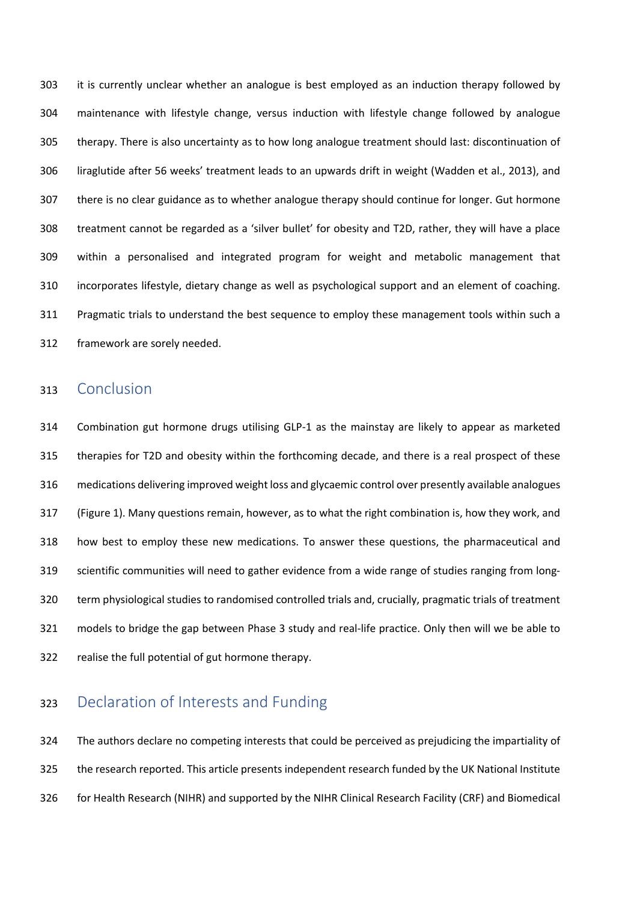it is currently unclear whether an analogue is best employed as an induction therapy followed by maintenance with lifestyle change, versus induction with lifestyle change followed by analogue therapy. There is also uncertainty as to how long analogue treatment should last: discontinuation of liraglutide after 56 weeks' treatment leads to an upwards drift in weight (Wadden et al., 2013), and there is no clear guidance as to whether analogue therapy should continue for longer. Gut hormone treatment cannot be regarded as a 'silver bullet' for obesity and T2D, rather, they will have a place within a personalised and integrated program for weight and metabolic management that incorporates lifestyle, dietary change as well as psychological support and an element of coaching. Pragmatic trials to understand the best sequence to employ these management tools within such a framework are sorely needed.

## Conclusion

Combination gut hormone drugs utilising GLP-1 as the mainstay are likely to appear as marketed therapies for T2D and obesity within the forthcoming decade, and there is a real prospect of these medications delivering improved weight loss and glycaemic control over presently available analogues (Figure 1). Many questions remain, however, as to what the right combination is, how they work, and how best to employ these new medications. To answer these questions, the pharmaceutical and scientific communities will need to gather evidence from a wide range of studies ranging from long-term physiological studies to randomised controlled trials and, crucially, pragmatic trials of treatment models to bridge the gap between Phase 3 study and real-life practice. Only then will we be able to realise the full potential of gut hormone therapy.

## Declaration of Interests and Funding

The authors declare no competing interests that could be perceived as prejudicing the impartiality of the research reported. This article presents independent research funded by the UK National Institute for Health Research (NIHR) and supported by the NIHR Clinical Research Facility (CRF) and Biomedical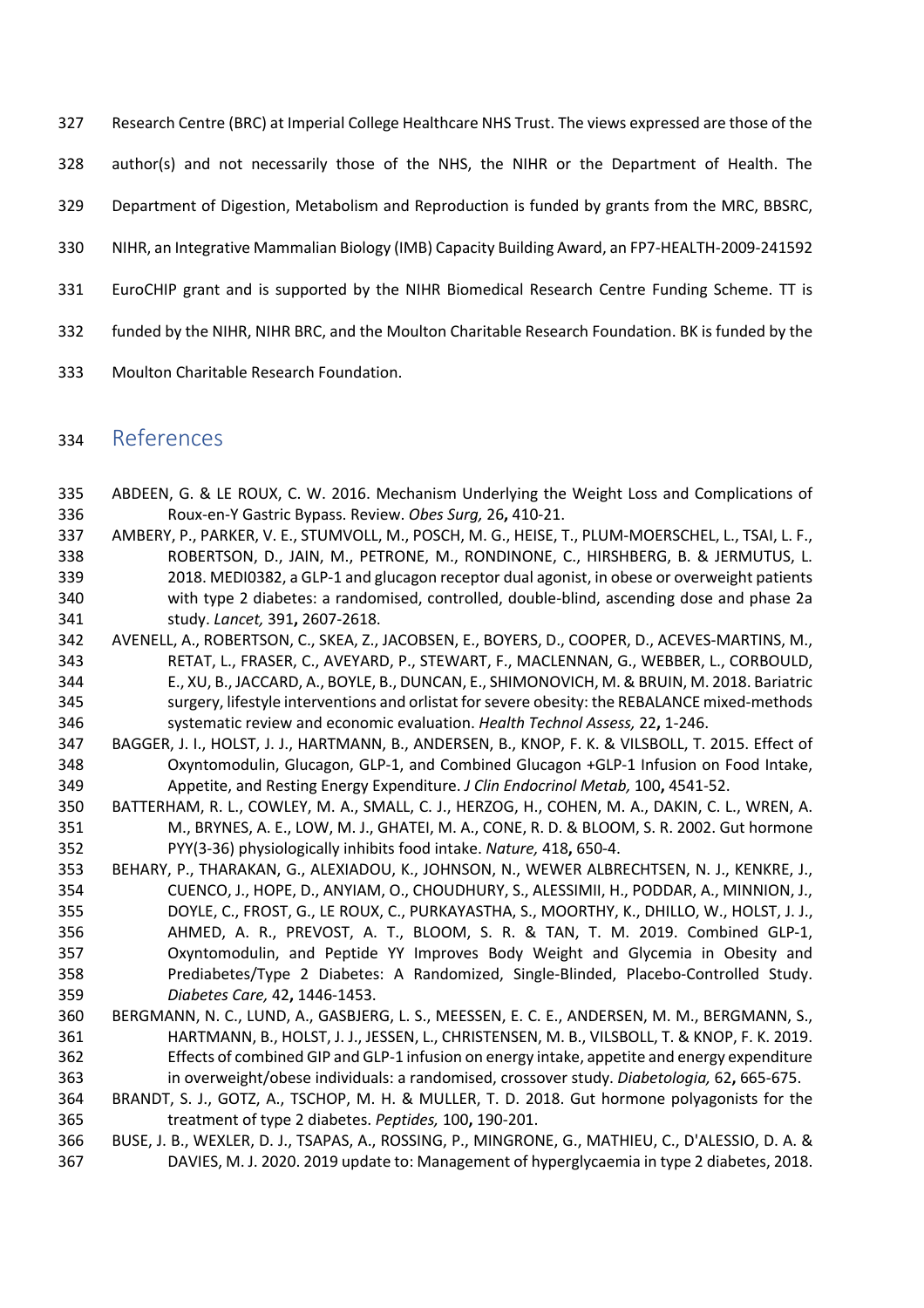Research Centre (BRC) at Imperial College Healthcare NHS Trust. The views expressed are those of the author(s) and not necessarily those of the NHS, the NIHR or the Department of Health. The Department of Digestion, Metabolism and Reproduction is funded by grants from the MRC, BBSRC, NIHR, an Integrative Mammalian Biology (IMB) Capacity Building Award, an FP7-HEALTH-2009-241592 EuroCHIP grant and is supported by the NIHR Biomedical Research Centre Funding Scheme. TT is funded by the NIHR, NIHR BRC, and the Moulton Charitable Research Foundation. BK is funded by the Moulton Charitable Research Foundation.

## References

ABDEEN, G. & LE ROUX, C. W. 2016. Mechanism Underlying the Weight Loss and Complications of Roux-en-Y Gastric Bypass. Review. *Obes Surg,* 26**,** 410-21.

AMBERY, P., PARKER, V. E., STUMVOLL, M., POSCH, M. G., HEISE, T., PLUM-MOERSCHEL, L., TSAI, L. F., ROBERTSON, D., JAIN, M., PETRONE, M., RONDINONE, C., HIRSHBERG, B. & JERMUTUS, L. 2018. MEDI0382, a GLP-1 and glucagon receptor dual agonist, in obese or overweight patients with type 2 diabetes: a randomised, controlled, double-blind, ascending dose and phase 2a study. *Lancet,* 391**,** 2607-2618.

AVENELL, A., ROBERTSON, C., SKEA, Z., JACOBSEN, E., BOYERS, D., COOPER, D., ACEVES-MARTINS, M., RETAT, L., FRASER, C., AVEYARD, P., STEWART, F., MACLENNAN, G., WEBBER, L., CORBOULD, E., XU, B., JACCARD, A., BOYLE, B., DUNCAN, E., SHIMONOVICH, M. & BRUIN, M. 2018. Bariatric surgery, lifestyle interventions and orlistat for severe obesity: the REBALANCE mixed-methods systematic review and economic evaluation. *Health Technol Assess,* 22**,** 1-246.

BAGGER, J. I., HOLST, J. J., HARTMANN, B., ANDERSEN, B., KNOP, F. K. & VILSBOLL, T. 2015. Effect of Oxyntomodulin, Glucagon, GLP-1, and Combined Glucagon +GLP-1 Infusion on Food Intake, Appetite, and Resting Energy Expenditure. *J Clin Endocrinol Metab,* 100**,** 4541-52.

BATTERHAM, R. L., COWLEY, M. A., SMALL, C. J., HERZOG, H., COHEN, M. A., DAKIN, C. L., WREN, A. M., BRYNES, A. E., LOW, M. J., GHATEI, M. A., CONE, R. D. & BLOOM, S. R. 2002. Gut hormone PYY(3-36) physiologically inhibits food intake. *Nature,* 418**,** 650-4.

BEHARY, P., THARAKAN, G., ALEXIADOU, K., JOHNSON, N., WEWER ALBRECHTSEN, N. J., KENKRE, J., CUENCO, J., HOPE, D., ANYIAM, O., CHOUDHURY, S., ALESSIMII, H., PODDAR, A., MINNION, J., DOYLE, C., FROST, G., LE ROUX, C., PURKAYASTHA, S., MOORTHY, K., DHILLO, W., HOLST, J. J., AHMED, A. R., PREVOST, A. T., BLOOM, S. R. & TAN, T. M. 2019. Combined GLP-1, Oxyntomodulin, and Peptide YY Improves Body Weight and Glycemia in Obesity and Prediabetes/Type 2 Diabetes: A Randomized, Single-Blinded, Placebo-Controlled Study. *Diabetes Care,* 42**,** 1446-1453.

BERGMANN, N. C., LUND, A., GASBJERG, L. S., MEESSEN, E. C. E., ANDERSEN, M. M., BERGMANN, S., HARTMANN, B., HOLST, J. J., JESSEN, L., CHRISTENSEN, M. B., VILSBOLL, T. & KNOP, F. K. 2019. Effects of combined GIP and GLP-1 infusion on energy intake, appetite and energy expenditure in overweight/obese individuals: a randomised, crossover study. *Diabetologia,* 62**,** 665-675.

BRANDT, S. J., GOTZ, A., TSCHOP, M. H. & MULLER, T. D. 2018. Gut hormone polyagonists for the treatment of type 2 diabetes. *Peptides,* 100**,** 190-201.

BUSE, J. B., WEXLER, D. J., TSAPAS, A., ROSSING, P., MINGRONE, G., MATHIEU, C., D'ALESSIO, D. A. & DAVIES, M. J. 2020. 2019 update to: Management of hyperglycaemia in type 2 diabetes, 2018.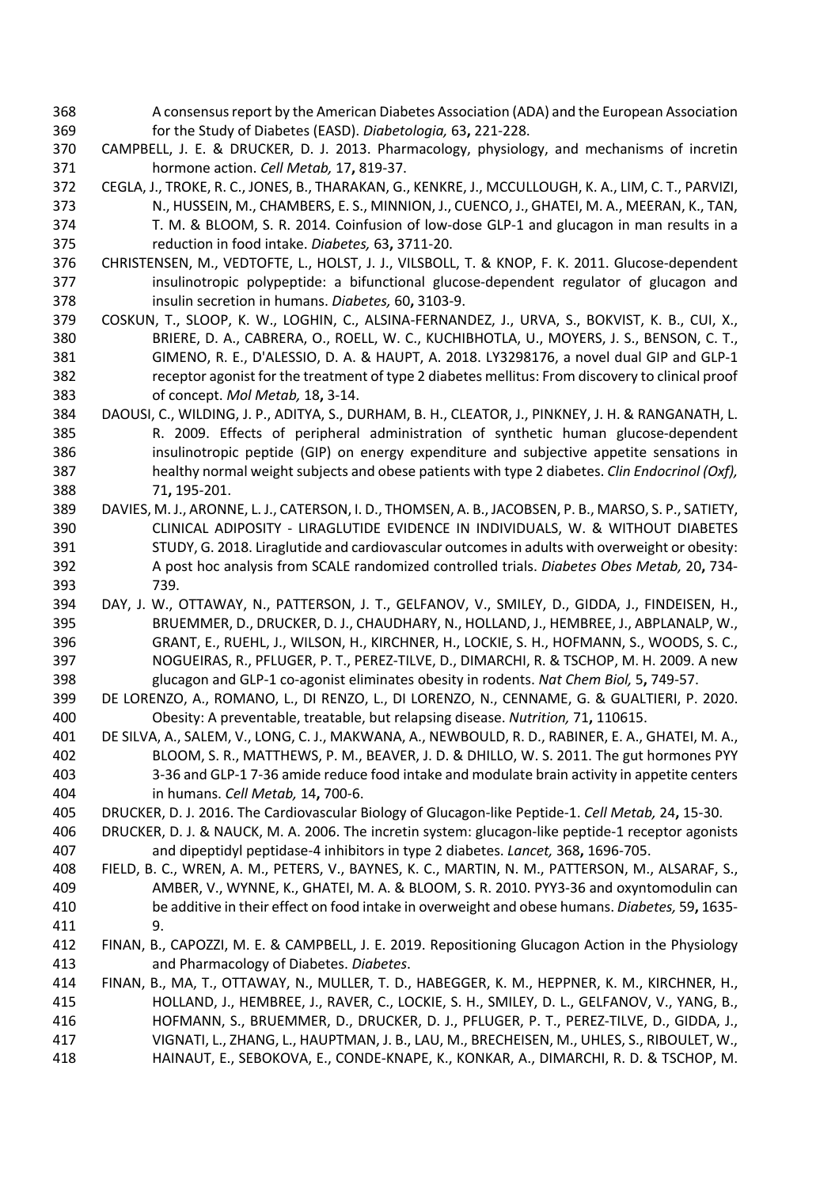A consensus report by the American Diabetes Association (ADA) and the European Association for the Study of Diabetes (EASD). *Diabetologia,* 63**,** 221-228.

CAMPBELL, J. E. & DRUCKER, D. J. 2013. Pharmacology, physiology, and mechanisms of incretin hormone action. *Cell Metab,* 17**,** 819-37.

CEGLA, J., TROKE, R. C., JONES, B., THARAKAN, G., KENKRE, J., MCCULLOUGH, K. A., LIM, C. T., PARVIZI, N., HUSSEIN, M., CHAMBERS, E. S., MINNION, J., CUENCO, J., GHATEI, M. A., MEERAN, K., TAN, T. M. & BLOOM, S. R. 2014. Coinfusion of low-dose GLP-1 and glucagon in man results in a reduction in food intake. *Diabetes,* 63**,** 3711-20.

CHRISTENSEN, M., VEDTOFTE, L., HOLST, J. J., VILSBOLL, T. & KNOP, F. K. 2011. Glucose-dependent insulinotropic polypeptide: a bifunctional glucose-dependent regulator of glucagon and insulin secretion in humans. *Diabetes,* 60**,** 3103-9.

COSKUN, T., SLOOP, K. W., LOGHIN, C., ALSINA-FERNANDEZ, J., URVA, S., BOKVIST, K. B., CUI, X., BRIERE, D. A., CABRERA, O., ROELL, W. C., KUCHIBHOTLA, U., MOYERS, J. S., BENSON, C. T., GIMENO, R. E., D'ALESSIO, D. A. & HAUPT, A. 2018. LY3298176, a novel dual GIP and GLP-1 receptor agonist for the treatment of type 2 diabetes mellitus: From discovery to clinical proof of concept. *Mol Metab,* 18**,** 3-14.

DAOUSI, C., WILDING, J. P., ADITYA, S., DURHAM, B. H., CLEATOR, J., PINKNEY, J. H. & RANGANATH, L. R. 2009. Effects of peripheral administration of synthetic human glucose-dependent insulinotropic peptide (GIP) on energy expenditure and subjective appetite sensations in healthy normal weight subjects and obese patients with type 2 diabetes. *Clin Endocrinol (Oxf),* 71**,** 195-201.

DAVIES, M. J., ARONNE, L. J., CATERSON, I. D., THOMSEN, A. B., JACOBSEN, P. B., MARSO, S. P., SATIETY, CLINICAL ADIPOSITY - LIRAGLUTIDE EVIDENCE IN INDIVIDUALS, W. & WITHOUT DIABETES STUDY, G. 2018. Liraglutide and cardiovascular outcomes in adults with overweight or obesity: A post hoc analysis from SCALE randomized controlled trials. *Diabetes Obes Metab,* 20**,** 734-739.

DAY, J. W., OTTAWAY, N., PATTERSON, J. T., GELFANOV, V., SMILEY, D., GIDDA, J., FINDEISEN, H., BRUEMMER, D., DRUCKER, D. J., CHAUDHARY, N., HOLLAND, J., HEMBREE, J., ABPLANALP, W., GRANT, E., RUEHL, J., WILSON, H., KIRCHNER, H., LOCKIE, S. H., HOFMANN, S., WOODS, S. C., NOGUEIRAS, R., PFLUGER, P. T., PEREZ-TILVE, D., DIMARCHI, R. & TSCHOP, M. H. 2009. A new glucagon and GLP-1 co-agonist eliminates obesity in rodents. *Nat Chem Biol,* 5**,** 749-57.

DE LORENZO, A., ROMANO, L., DI RENZO, L., DI LORENZO, N., CENNAME, G. & GUALTIERI, P. 2020. Obesity: A preventable, treatable, but relapsing disease. *Nutrition,* 71**,** 110615.

DE SILVA, A., SALEM, V., LONG, C. J., MAKWANA, A., NEWBOULD, R. D., RABINER, E. A., GHATEI, M. A., BLOOM, S. R., MATTHEWS, P. M., BEAVER, J. D. & DHILLO, W. S. 2011. The gut hormones PYY 3-36 and GLP-1 7-36 amide reduce food intake and modulate brain activity in appetite centers in humans. *Cell Metab,* 14**,** 700-6.

DRUCKER, D. J. 2016. The Cardiovascular Biology of Glucagon-like Peptide-1. *Cell Metab,* 24**,** 15-30.

DRUCKER, D. J. & NAUCK, M. A. 2006. The incretin system: glucagon-like peptide-1 receptor agonists and dipeptidyl peptidase-4 inhibitors in type 2 diabetes. *Lancet,* 368**,** 1696-705.

FIELD, B. C., WREN, A. M., PETERS, V., BAYNES, K. C., MARTIN, N. M., PATTERSON, M., ALSARAF, S., AMBER, V., WYNNE, K., GHATEI, M. A. & BLOOM, S. R. 2010. PYY3-36 and oxyntomodulin can be additive in their effect on food intake in overweight and obese humans. *Diabetes,* 59**,** 1635-9.

FINAN, B., CAPOZZI, M. E. & CAMPBELL, J. E. 2019. Repositioning Glucagon Action in the Physiology and Pharmacology of Diabetes. *Diabetes*.

FINAN, B., MA, T., OTTAWAY, N., MULLER, T. D., HABEGGER, K. M., HEPPNER, K. M., KIRCHNER, H., HOLLAND, J., HEMBREE, J., RAVER, C., LOCKIE, S. H., SMILEY, D. L., GELFANOV, V., YANG, B., HOFMANN, S., BRUEMMER, D., DRUCKER, D. J., PFLUGER, P. T., PEREZ-TILVE, D., GIDDA, J., VIGNATI, L., ZHANG, L., HAUPTMAN, J. B., LAU, M., BRECHEISEN, M., UHLES, S., RIBOULET, W., HAINAUT, E., SEBOKOVA, E., CONDE-KNAPE, K., KONKAR, A., DIMARCHI, R. D. & TSCHOP, M.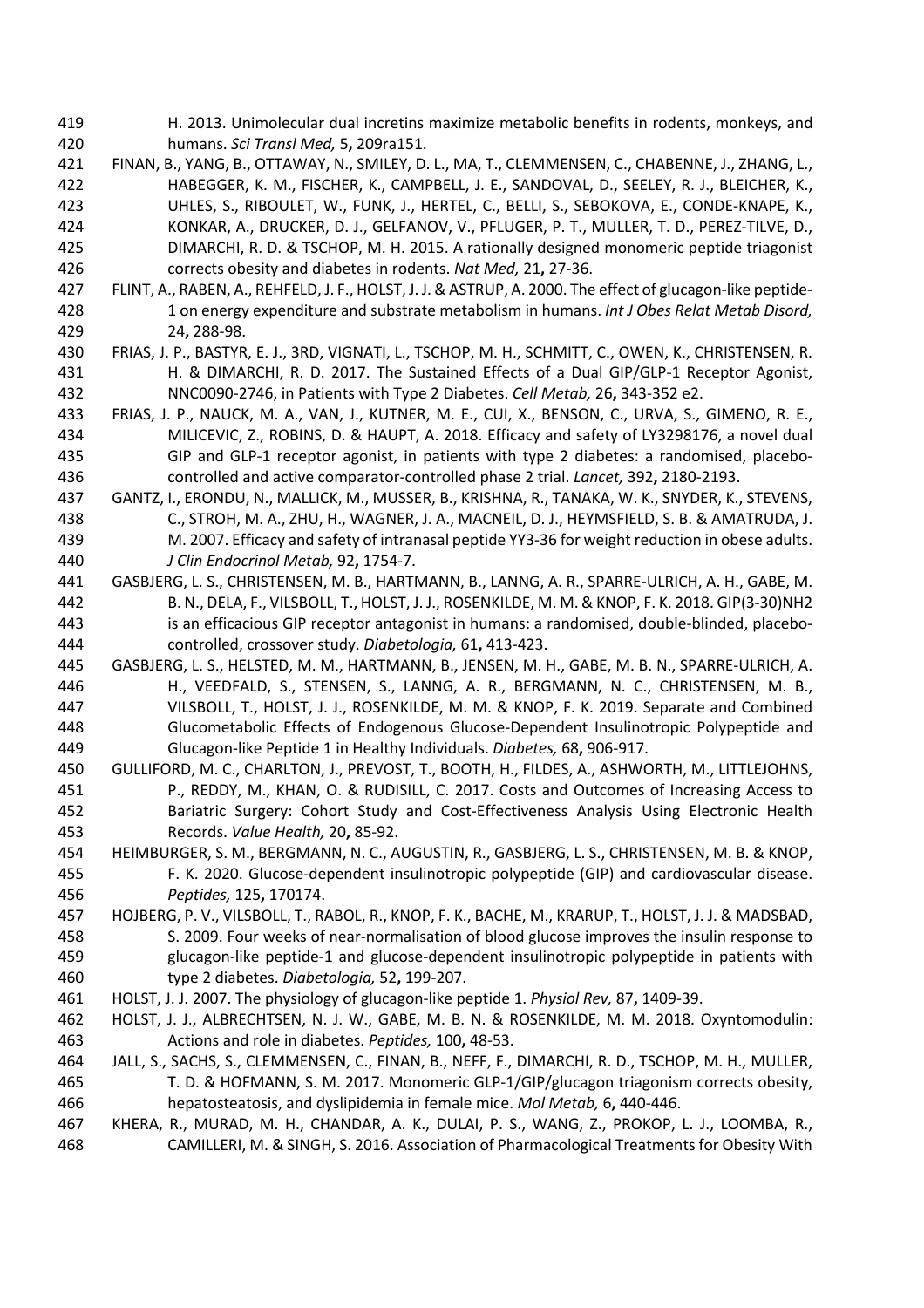H. 2013. Unimolecular dual incretins maximize metabolic benefits in rodents, monkeys, and humans. *Sci Transl Med,* 5**,** 209ra151.

FINAN, B., YANG, B., OTTAWAY, N., SMILEY, D. L., MA, T., CLEMMENSEN, C., CHABENNE, J., ZHANG, L., HABEGGER, K. M., FISCHER, K., CAMPBELL, J. E., SANDOVAL, D., SEELEY, R. J., BLEICHER, K., UHLES, S., RIBOULET, W., FUNK, J., HERTEL, C., BELLI, S., SEBOKOVA, E., CONDE-KNAPE, K., KONKAR, A., DRUCKER, D. J., GELFANOV, V., PFLUGER, P. T., MULLER, T. D., PEREZ-TILVE, D., DIMARCHI, R. D. & TSCHOP, M. H. 2015. A rationally designed monomeric peptide triagonist corrects obesity and diabetes in rodents. *Nat Med,* 21**,** 27-36.

FLINT, A., RABEN, A., REHFELD, J. F., HOLST, J. J. & ASTRUP, A. 2000. The effect of glucagon-like peptide-1 on energy expenditure and substrate metabolism in humans. *Int J Obes Relat Metab Disord,* 24**,** 288-98.

FRIAS, J. P., BASTYR, E. J., 3RD, VIGNATI, L., TSCHOP, M. H., SCHMITT, C., OWEN, K., CHRISTENSEN, R. H. & DIMARCHI, R. D. 2017. The Sustained Effects of a Dual GIP/GLP-1 Receptor Agonist, NNC0090-2746, in Patients with Type 2 Diabetes. *Cell Metab,* 26**,** 343-352 e2.

FRIAS, J. P., NAUCK, M. A., VAN, J., KUTNER, M. E., CUI, X., BENSON, C., URVA, S., GIMENO, R. E., MILICEVIC, Z., ROBINS, D. & HAUPT, A. 2018. Efficacy and safety of LY3298176, a novel dual GIP and GLP-1 receptor agonist, in patients with type 2 diabetes: a randomised, placebo-controlled and active comparator-controlled phase 2 trial. *Lancet,* 392**,** 2180-2193.

GANTZ, I., ERONDU, N., MALLICK, M., MUSSER, B., KRISHNA, R., TANAKA, W. K., SNYDER, K., STEVENS, C., STROH, M. A., ZHU, H., WAGNER, J. A., MACNEIL, D. J., HEYMSFIELD, S. B. & AMATRUDA, J. M. 2007. Efficacy and safety of intranasal peptide YY3-36 for weight reduction in obese adults. *J Clin Endocrinol Metab,* 92**,** 1754-7.

GASBJERG, L. S., CHRISTENSEN, M. B., HARTMANN, B., LANNG, A. R., SPARRE-ULRICH, A. H., GABE, M. B. N., DELA, F., VILSBOLL, T., HOLST, J. J., ROSENKILDE, M. M. & KNOP, F. K. 2018. GIP(3-30)NH2 is an efficacious GIP receptor antagonist in humans: a randomised, double-blinded, placebo-controlled, crossover study. *Diabetologia,* 61**,** 413-423.

GASBJERG, L. S., HELSTED, M. M., HARTMANN, B., JENSEN, M. H., GABE, M. B. N., SPARRE-ULRICH, A. H., VEEDFALD, S., STENSEN, S., LANNG, A. R., BERGMANN, N. C., CHRISTENSEN, M. B., VILSBOLL, T., HOLST, J. J., ROSENKILDE, M. M. & KNOP, F. K. 2019. Separate and Combined Glucometabolic Effects of Endogenous Glucose-Dependent Insulinotropic Polypeptide and Glucagon-like Peptide 1 in Healthy Individuals. *Diabetes,* 68**,** 906-917.

GULLIFORD, M. C., CHARLTON, J., PREVOST, T., BOOTH, H., FILDES, A., ASHWORTH, M., LITTLEJOHNS, P., REDDY, M., KHAN, O. & RUDISILL, C. 2017. Costs and Outcomes of Increasing Access to Bariatric Surgery: Cohort Study and Cost-Effectiveness Analysis Using Electronic Health Records. *Value Health,* 20**,** 85-92.

HEIMBURGER, S. M., BERGMANN, N. C., AUGUSTIN, R., GASBJERG, L. S., CHRISTENSEN, M. B. & KNOP, F. K. 2020. Glucose-dependent insulinotropic polypeptide (GIP) and cardiovascular disease. *Peptides,* 125**,** 170174.

HOJBERG, P. V., VILSBOLL, T., RABOL, R., KNOP, F. K., BACHE, M., KRARUP, T., HOLST, J. J. & MADSBAD, S. 2009. Four weeks of near-normalisation of blood glucose improves the insulin response to glucagon-like peptide-1 and glucose-dependent insulinotropic polypeptide in patients with type 2 diabetes. *Diabetologia,* 52**,** 199-207.

HOLST, J. J. 2007. The physiology of glucagon-like peptide 1. *Physiol Rev,* 87**,** 1409-39.

HOLST, J. J., ALBRECHTSEN, N. J. W., GABE, M. B. N. & ROSENKILDE, M. M. 2018. Oxyntomodulin: Actions and role in diabetes. *Peptides,* 100**,** 48-53.

JALL, S., SACHS, S., CLEMMENSEN, C., FINAN, B., NEFF, F., DIMARCHI, R. D., TSCHOP, M. H., MULLER, T. D. & HOFMANN, S. M. 2017. Monomeric GLP-1/GIP/glucagon triagonism corrects obesity, hepatosteatosis, and dyslipidemia in female mice. *Mol Metab,* 6**,** 440-446.

KHERA, R., MURAD, M. H., CHANDAR, A. K., DULAI, P. S., WANG, Z., PROKOP, L. J., LOOMBA, R., CAMILLERI, M. & SINGH, S. 2016. Association of Pharmacological Treatments for Obesity With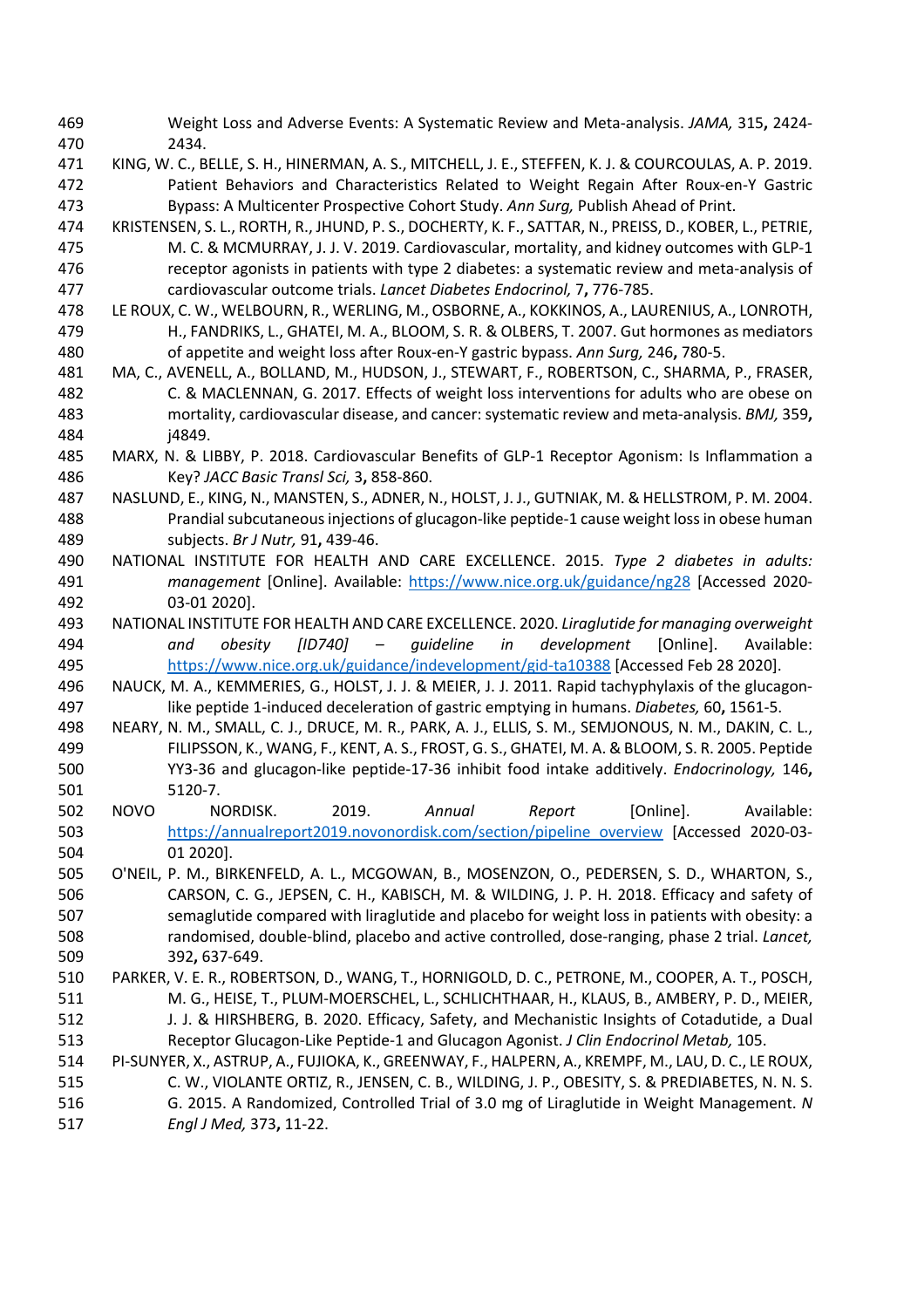Weight Loss and Adverse Events: A Systematic Review and Meta-analysis. *JAMA,* 315**,** 2424-2434.

KING, W. C., BELLE, S. H., HINERMAN, A. S., MITCHELL, J. E., STEFFEN, K. J. & COURCOULAS, A. P. 2019. Patient Behaviors and Characteristics Related to Weight Regain After Roux-en-Y Gastric Bypass: A Multicenter Prospective Cohort Study. *Ann Surg,* Publish Ahead of Print.

KRISTENSEN, S. L., RORTH, R., JHUND, P. S., DOCHERTY, K. F., SATTAR, N., PREISS, D., KOBER, L., PETRIE, M. C. & MCMURRAY, J. J. V. 2019. Cardiovascular, mortality, and kidney outcomes with GLP-1 receptor agonists in patients with type 2 diabetes: a systematic review and meta-analysis of cardiovascular outcome trials. *Lancet Diabetes Endocrinol,* 7**,** 776-785.

LE ROUX, C. W., WELBOURN, R., WERLING, M., OSBORNE, A., KOKKINOS, A., LAURENIUS, A., LONROTH, H., FANDRIKS, L., GHATEI, M. A., BLOOM, S. R. & OLBERS, T. 2007. Gut hormones as mediators of appetite and weight loss after Roux-en-Y gastric bypass. *Ann Surg,* 246**,** 780-5.

MA, C., AVENELL, A., BOLLAND, M., HUDSON, J., STEWART, F., ROBERTSON, C., SHARMA, P., FRASER, C. & MACLENNAN, G. 2017. Effects of weight loss interventions for adults who are obese on mortality, cardiovascular disease, and cancer: systematic review and meta-analysis. *BMJ,* 359**,** j4849.

MARX, N. & LIBBY, P. 2018. Cardiovascular Benefits of GLP-1 Receptor Agonism: Is Inflammation a Key? *JACC Basic Transl Sci,* 3**,** 858-860.

NASLUND, E., KING, N., MANSTEN, S., ADNER, N., HOLST, J. J., GUTNIAK, M. & HELLSTROM, P. M. 2004. Prandial subcutaneous injections of glucagon-like peptide-1 cause weight loss in obese human subjects. *Br J Nutr,* 91**,** 439-46.

NATIONAL INSTITUTE FOR HEALTH AND CARE EXCELLENCE. 2015. *Type 2 diabetes in adults: management* [Online]. Available: https://www.nice.org.uk/guidance/ng28 [Accessed 2020-03-01 2020].

NATIONAL INSTITUTE FOR HEALTH AND CARE EXCELLENCE. 2020. *Liraglutide for managing overweight and obesity [ID740] – guideline in development* [Online]. Available: https://www.nice.org.uk/guidance/indevelopment/gid-ta10388 [Accessed Feb 28 2020].

NAUCK, M. A., KEMMERIES, G., HOLST, J. J. & MEIER, J. J. 2011. Rapid tachyphylaxis of the glucagon-like peptide 1-induced deceleration of gastric emptying in humans. *Diabetes,* 60**,** 1561-5.

NEARY, N. M., SMALL, C. J., DRUCE, M. R., PARK, A. J., ELLIS, S. M., SEMJONOUS, N. M., DAKIN, C. L., FILIPSSON, K., WANG, F., KENT, A. S., FROST, G. S., GHATEI, M. A. & BLOOM, S. R. 2005. Peptide YY3-36 and glucagon-like peptide-17-36 inhibit food intake additively. *Endocrinology,* 146**,** 5120-7.

NOVO NORDISK. 2019. *Annual Report* [Online]. Available: https://annualreport2019.novonordisk.com/section/pipeline_overview [Accessed 2020-03-01 2020].

O'NEIL, P. M., BIRKENFELD, A. L., MCGOWAN, B., MOSENZON, O., PEDERSEN, S. D., WHARTON, S., CARSON, C. G., JEPSEN, C. H., KABISCH, M. & WILDING, J. P. H. 2018. Efficacy and safety of semaglutide compared with liraglutide and placebo for weight loss in patients with obesity: a randomised, double-blind, placebo and active controlled, dose-ranging, phase 2 trial. *Lancet,* 392**,** 637-649.

PARKER, V. E. R., ROBERTSON, D., WANG, T., HORNIGOLD, D. C., PETRONE, M., COOPER, A. T., POSCH, M. G., HEISE, T., PLUM-MOERSCHEL, L., SCHLICHTHAAR, H., KLAUS, B., AMBERY, P. D., MEIER, J. J. & HIRSHBERG, B. 2020. Efficacy, Safety, and Mechanistic Insights of Cotadutide, a Dual Receptor Glucagon-Like Peptide-1 and Glucagon Agonist. *J Clin Endocrinol Metab,* 105.

PI-SUNYER, X., ASTRUP, A., FUJIOKA, K., GREENWAY, F., HALPERN, A., KREMPF, M., LAU, D. C., LE ROUX, C. W., VIOLANTE ORTIZ, R., JENSEN, C. B., WILDING, J. P., OBESITY, S. & PREDIABETES, N. N. S. G. 2015. A Randomized, Controlled Trial of 3.0 mg of Liraglutide in Weight Management. *N Engl J Med,* 373**,** 11-22.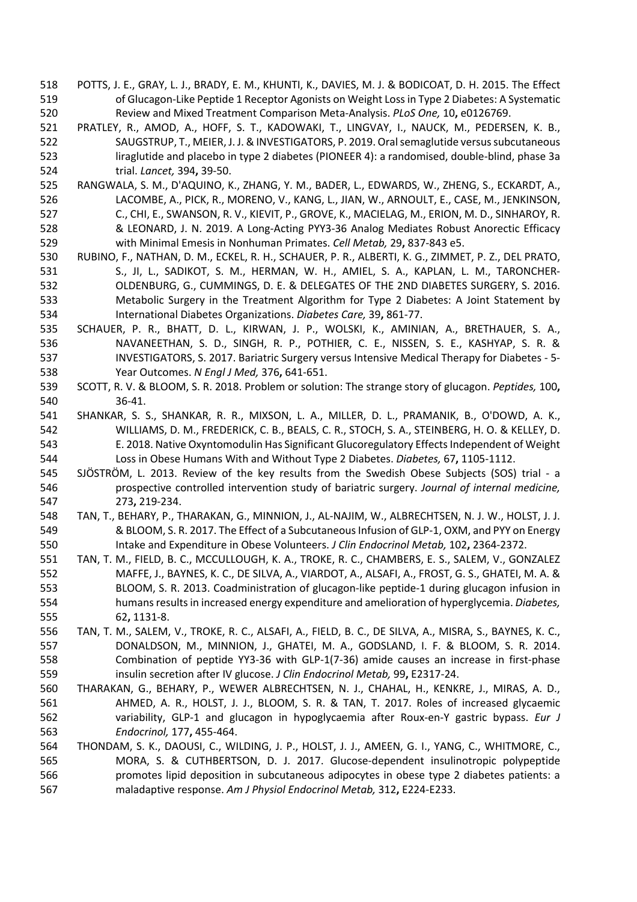POTTS, J. E., GRAY, L. J., BRADY, E. M., KHUNTI, K., DAVIES, M. J. & BODICOAT, D. H. 2015. The Effect of Glucagon-Like Peptide 1 Receptor Agonists on Weight Loss in Type 2 Diabetes: A Systematic Review and Mixed Treatment Comparison Meta-Analysis. *PLoS One,* 10**,** e0126769.

PRATLEY, R., AMOD, A., HOFF, S. T., KADOWAKI, T., LINGVAY, I., NAUCK, M., PEDERSEN, K. B., SAUGSTRUP, T., MEIER, J. J. & INVESTIGATORS, P. 2019. Oral semaglutide versus subcutaneous liraglutide and placebo in type 2 diabetes (PIONEER 4): a randomised, double-blind, phase 3a trial. *Lancet,* 394**,** 39-50.

RANGWALA, S. M., D'AQUINO, K., ZHANG, Y. M., BADER, L., EDWARDS, W., ZHENG, S., ECKARDT, A., LACOMBE, A., PICK, R., MORENO, V., KANG, L., JIAN, W., ARNOULT, E., CASE, M., JENKINSON, C., CHI, E., SWANSON, R. V., KIEVIT, P., GROVE, K., MACIELAG, M., ERION, M. D., SINHAROY, R. & LEONARD, J. N. 2019. A Long-Acting PYY3-36 Analog Mediates Robust Anorectic Efficacy with Minimal Emesis in Nonhuman Primates. *Cell Metab,* 29**,** 837-843 e5.

RUBINO, F., NATHAN, D. M., ECKEL, R. H., SCHAUER, P. R., ALBERTI, K. G., ZIMMET, P. Z., DEL PRATO, S., JI, L., SADIKOT, S. M., HERMAN, W. H., AMIEL, S. A., KAPLAN, L. M., TARONCHER-OLDENBURG, G., CUMMINGS, D. E. & DELEGATES OF THE 2ND DIABETES SURGERY, S. 2016. Metabolic Surgery in the Treatment Algorithm for Type 2 Diabetes: A Joint Statement by International Diabetes Organizations. *Diabetes Care,* 39**,** 861-77.

SCHAUER, P. R., BHATT, D. L., KIRWAN, J. P., WOLSKI, K., AMINIAN, A., BRETHAUER, S. A., NAVANEETHAN, S. D., SINGH, R. P., POTHIER, C. E., NISSEN, S. E., KASHYAP, S. R. & INVESTIGATORS, S. 2017. Bariatric Surgery versus Intensive Medical Therapy for Diabetes - 5-Year Outcomes. *N Engl J Med,* 376**,** 641-651.

SCOTT, R. V. & BLOOM, S. R. 2018. Problem or solution: The strange story of glucagon. *Peptides,* 100**,** 36-41.

SHANKAR, S. S., SHANKAR, R. R., MIXSON, L. A., MILLER, D. L., PRAMANIK, B., O'DOWD, A. K., WILLIAMS, D. M., FREDERICK, C. B., BEALS, C. R., STOCH, S. A., STEINBERG, H. O. & KELLEY, D. E. 2018. Native Oxyntomodulin Has Significant Glucoregulatory Effects Independent of Weight Loss in Obese Humans With and Without Type 2 Diabetes. *Diabetes,* 67**,** 1105-1112.

SJÖSTRÖM, L. 2013. Review of the key results from the Swedish Obese Subjects (SOS) trial - a prospective controlled intervention study of bariatric surgery. *Journal of internal medicine,* 273**,** 219-234.

TAN, T., BEHARY, P., THARAKAN, G., MINNION, J., AL-NAJIM, W., ALBRECHTSEN, N. J. W., HOLST, J. J. & BLOOM, S. R. 2017. The Effect of a Subcutaneous Infusion of GLP-1, OXM, and PYY on Energy Intake and Expenditure in Obese Volunteers. *J Clin Endocrinol Metab,* 102**,** 2364-2372.

TAN, T. M., FIELD, B. C., MCCULLOUGH, K. A., TROKE, R. C., CHAMBERS, E. S., SALEM, V., GONZALEZ MAFFE, J., BAYNES, K. C., DE SILVA, A., VIARDOT, A., ALSAFI, A., FROST, G. S., GHATEI, M. A. & BLOOM, S. R. 2013. Coadministration of glucagon-like peptide-1 during glucagon infusion in humans results in increased energy expenditure and amelioration of hyperglycemia. *Diabetes,* 62**,** 1131-8.

TAN, T. M., SALEM, V., TROKE, R. C., ALSAFI, A., FIELD, B. C., DE SILVA, A., MISRA, S., BAYNES, K. C., DONALDSON, M., MINNION, J., GHATEI, M. A., GODSLAND, I. F. & BLOOM, S. R. 2014. Combination of peptide YY3-36 with GLP-1(7-36) amide causes an increase in first-phase insulin secretion after IV glucose. *J Clin Endocrinol Metab,* 99**,** E2317-24.

THARAKAN, G., BEHARY, P., WEWER ALBRECHTSEN, N. J., CHAHAL, H., KENKRE, J., MIRAS, A. D., AHMED, A. R., HOLST, J. J., BLOOM, S. R. & TAN, T. 2017. Roles of increased glycaemic variability, GLP-1 and glucagon in hypoglycaemia after Roux-en-Y gastric bypass. *Eur J Endocrinol,* 177**,** 455-464.

THONDAM, S. K., DAOUSI, C., WILDING, J. P., HOLST, J. J., AMEEN, G. I., YANG, C., WHITMORE, C., MORA, S. & CUTHBERTSON, D. J. 2017. Glucose-dependent insulinotropic polypeptide promotes lipid deposition in subcutaneous adipocytes in obese type 2 diabetes patients: a maladaptive response. *Am J Physiol Endocrinol Metab,* 312**,** E224-E233.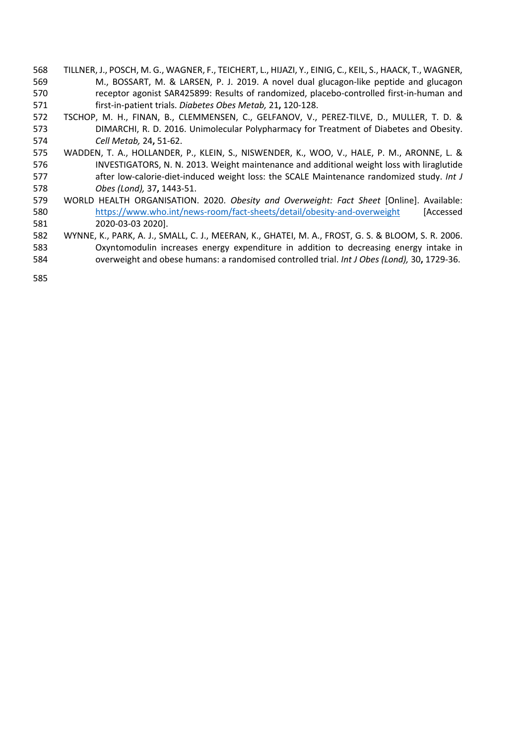TILLNER, J., POSCH, M. G., WAGNER, F., TEICHERT, L., HIJAZI, Y., EINIG, C., KEIL, S., HAACK, T., WAGNER, M., BOSSART, M. & LARSEN, P. J. 2019. A novel dual glucagon-like peptide and glucagon receptor agonist SAR425899: Results of randomized, placebo-controlled first-in-human and first-in-patient trials. *Diabetes Obes Metab,* 21**,** 120-128.

TSCHOP, M. H., FINAN, B., CLEMMENSEN, C., GELFANOV, V., PEREZ-TILVE, D., MULLER, T. D. & DIMARCHI, R. D. 2016. Unimolecular Polypharmacy for Treatment of Diabetes and Obesity. *Cell Metab,* 24**,** 51-62.

WADDEN, T. A., HOLLANDER, P., KLEIN, S., NISWENDER, K., WOO, V., HALE, P. M., ARONNE, L. & INVESTIGATORS, N. N. 2013. Weight maintenance and additional weight loss with liraglutide after low-calorie-diet-induced weight loss: the SCALE Maintenance randomized study. *Int J Obes (Lond),* 37**,** 1443-51.

WORLD HEALTH ORGANISATION. 2020. *Obesity and Overweight: Fact Sheet* [Online]. Available: https://www.who.int/news-room/fact-sheets/detail/obesity-and-overweight [Accessed 2020-03-03 2020].

WYNNE, K., PARK, A. J., SMALL, C. J., MEERAN, K., GHATEI, M. A., FROST, G. S. & BLOOM, S. R. 2006. Oxyntomodulin increases energy expenditure in addition to decreasing energy intake in overweight and obese humans: a randomised controlled trial. *Int J Obes (Lond),* 30**,** 1729-36.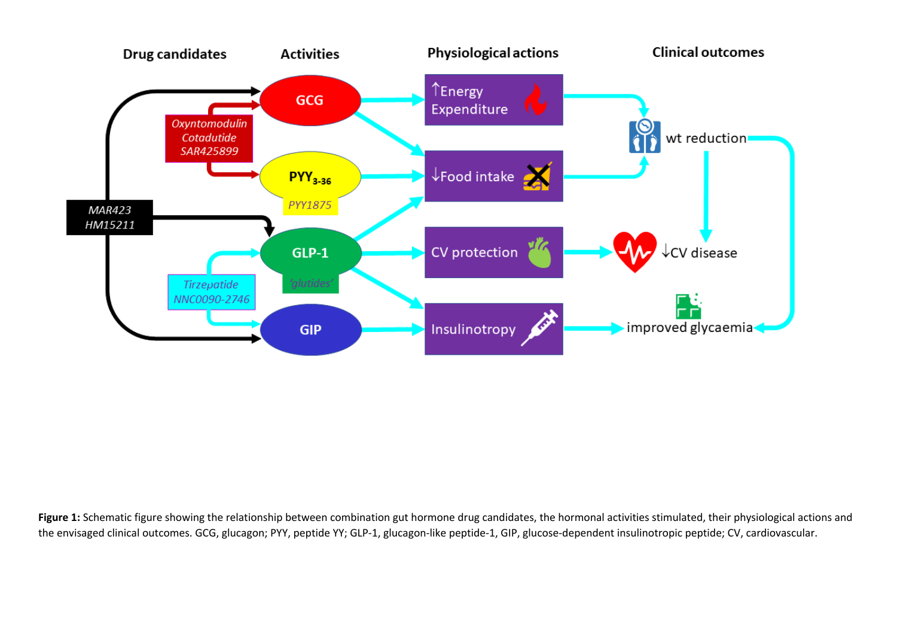Drug candidates

Activities

Physiological actions

Clinical outcomes

GCG

Oxyntomodulin
Cotadutide
SAR425899

PYY3-36

PYY1875

MAR423
HM15211

GLP-1

'glutides'

Tirzepatide
NNC0090-2746

GIP

↑Energy Expenditure

↓Food intake

CV protection

Insulinotropy

wt reduction

↓CV disease

improved glycaemia

**Figure 1:** Schematic figure showing the relationship between combination gut hormone drug candidates, the hormonal activities stimulated, their physiological actions and the envisaged clinical outcomes. GCG, glucagon; PYY, peptide YY; GLP-1, glucagon-like peptide-1, GIP, glucose-dependent insulinotropic peptide; CV, cardiovascular.